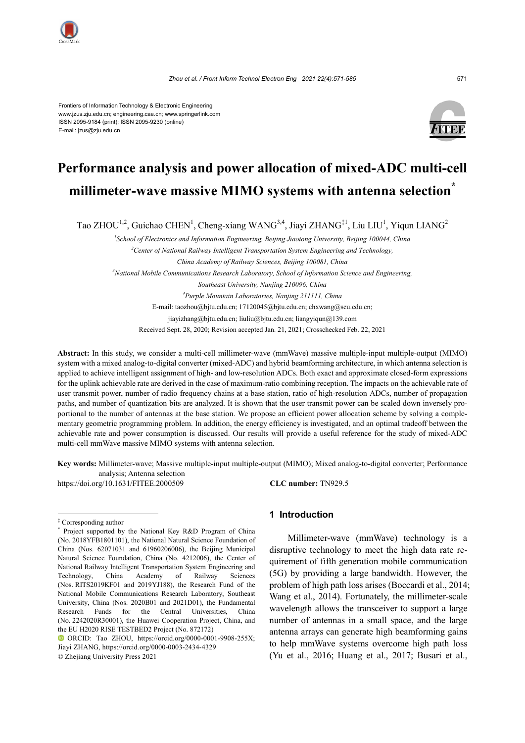Frontiers of Information Technology & Electronic Engineering
www.jzus.zju.edu.cn; engineering.cae.cn; www.springerlink.com
ISSN 2095-9184 (print); ISSN 2095-9230 (online)
E-mail: jzus@zju.edu.cn

# Performance analysis and power allocation of mixed-ADC multi-cell millimeter-wave massive MIMO systems with antenna selection[*]

Tao ZHOU[1,2], Guichao CHEN[1], Cheng-xiang WANG[3,4], Jiayi ZHANG[‡1], Liu LIU[1], Yiqun LIANG[2]

[1]*School of Electronics and Information Engineering, Beijing Jiaotong University, Beijing 100044, China*

[2]*Center of National Railway Intelligent Transportation System Engineering and Technology, China Academy of Railway Sciences, Beijing 100081, China*

[3]*National Mobile Communications Research Laboratory, School of Information Science and Engineering, Southeast University, Nanjing 210096, China*

[4]*Purple Mountain Laboratories, Nanjing 211111, China*

E-mail: taozhou@bjtu.edu.cn; 17120045@bjtu.edu.cn; chxwang@seu.edu.cn; jiayizhang@bjtu.edu.cn; liuliu@bjtu.edu.cn; liangyiqun@139.com

Received Sept. 28, 2020; Revision accepted Jan. 21, 2021; Crosschecked Feb. 22, 2021

**Abstract:** In this study, we consider a multi-cell millimeter-wave (mmWave) massive multiple-input multiple-output (MIMO) system with a mixed analog-to-digital converter (mixed-ADC) and hybrid beamforming architecture, in which antenna selection is applied to achieve intelligent assignment of high- and low-resolution ADCs. Both exact and approximate closed-form expressions for the uplink achievable rate are derived in the case of maximum-ratio combining reception. The impacts on the achievable rate of user transmit power, number of radio frequency chains at a base station, ratio of high-resolution ADCs, number of propagation paths, and number of quantization bits are analyzed. It is shown that the user transmit power can be scaled down inversely proportional to the number of antennas at the base station. We propose an efficient power allocation scheme by solving a complementary geometric programming problem. In addition, the energy efficiency is investigated, and an optimal tradeoff between the achievable rate and power consumption is discussed. Our results will provide a useful reference for the study of mixed-ADC multi-cell mmWave massive MIMO systems with antenna selection.

**Key words:** Millimeter-wave; Massive multiple-input multiple-output (MIMO); Mixed analog-to-digital converter; Performance analysis; Antenna selection

https://doi.org/10.1631/FITEE.2000509 **CLC number:** TN929.5

## 1 Introduction

Millimeter-wave (mmWave) technology is a disruptive technology to meet the high data rate requirement of fifth generation mobile communication (5G) by providing a large bandwidth. However, the problem of high path loss arises (Boccardi et al., 2014; Wang et al., 2014). Fortunately, the millimeter-scale wavelength allows the transceiver to support a large number of antennas in a small space, and the large antenna arrays can generate high beamforming gains to help mmWave systems overcome high path loss (Yu et al., 2016; Huang et al., 2017; Busari et al.,

---

‡ Corresponding author

\* Project supported by the National Key R&D Program of China (No. 2018YFB1801101), the National Natural Science Foundation of China (Nos. 62071031 and 61960206006), the Beijing Municipal Natural Science Foundation, China (No. 4212006), the Center of National Railway Intelligent Transportation System Engineering and Technology, China Academy of Railway Sciences (Nos. RITS2019KF01 and 2019YJ188), the Research Fund of the National Mobile Communications Research Laboratory, Southeast University, China (Nos. 2020B01 and 2021D01), the Fundamental Research Funds for the Central Universities, China (No. 2242020R30001), the Huawei Cooperation Project, China, and the EU H2020 RISE TESTBED2 Project (No. 872172)

ORCID: Tao ZHOU, https://orcid.org/0000-0001-9908-255X; Jiayi ZHANG, https://orcid.org/0000-0003-2434-4329

© Zhejiang University Press 2021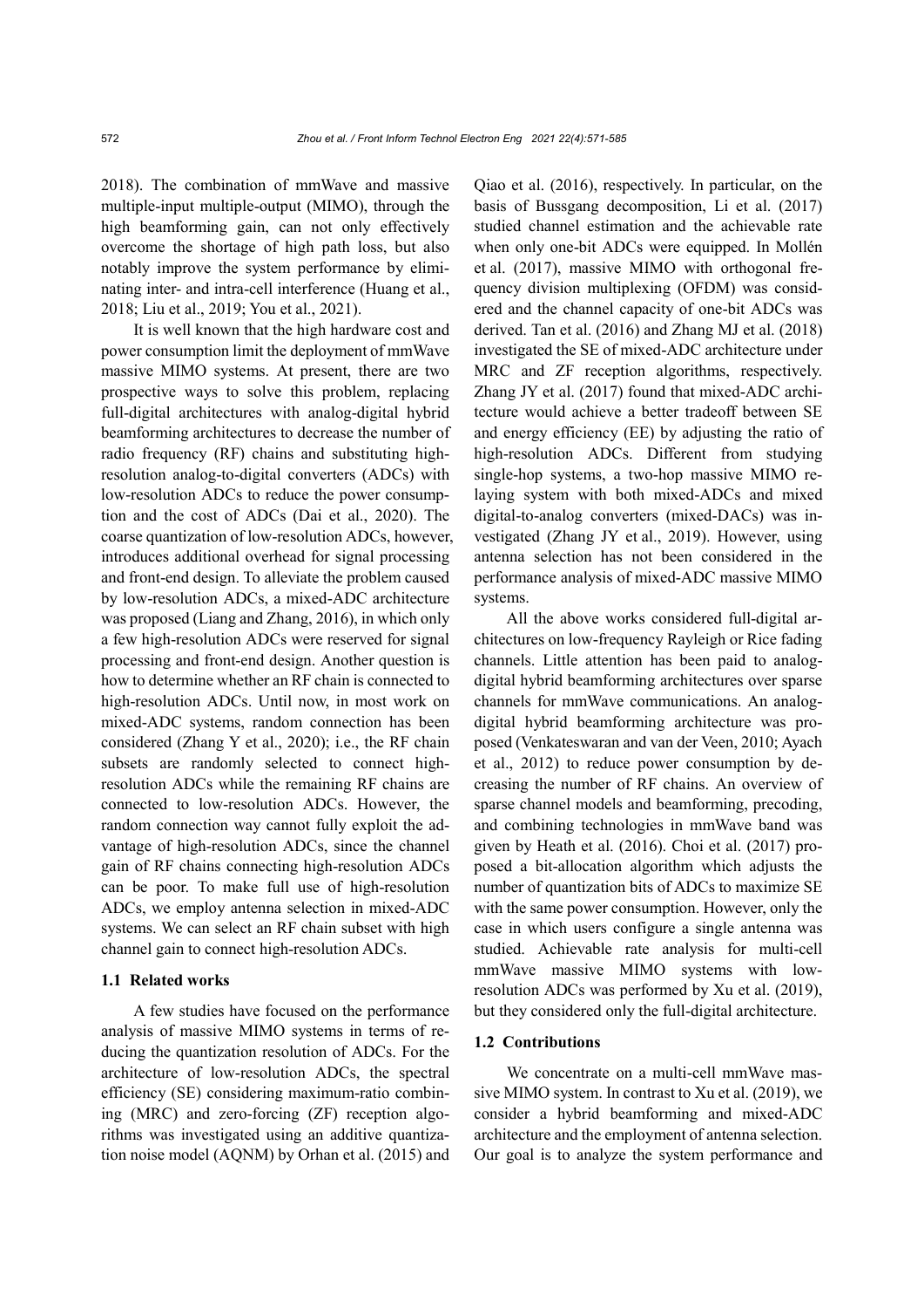2018). The combination of mmWave and massive multiple-input multiple-output (MIMO), through the high beamforming gain, can not only effectively overcome the shortage of high path loss, but also notably improve the system performance by eliminating inter- and intra-cell interference (Huang et al., 2018; Liu et al., 2019; You et al., 2021).

It is well known that the high hardware cost and power consumption limit the deployment of mmWave massive MIMO systems. At present, there are two prospective ways to solve this problem, replacing full-digital architectures with analog-digital hybrid beamforming architectures to decrease the number of radio frequency (RF) chains and substituting high-resolution analog-to-digital converters (ADCs) with low-resolution ADCs to reduce the power consumption and the cost of ADCs (Dai et al., 2020). The coarse quantization of low-resolution ADCs, however, introduces additional overhead for signal processing and front-end design. To alleviate the problem caused by low-resolution ADCs, a mixed-ADC architecture was proposed (Liang and Zhang, 2016), in which only a few high-resolution ADCs were reserved for signal processing and front-end design. Another question is how to determine whether an RF chain is connected to high-resolution ADCs. Until now, in most work on mixed-ADC systems, random connection has been considered (Zhang Y et al., 2020); i.e., the RF chain subsets are randomly selected to connect high-resolution ADCs while the remaining RF chains are connected to low-resolution ADCs. However, the random connection way cannot fully exploit the advantage of high-resolution ADCs, since the channel gain of RF chains connecting high-resolution ADCs can be poor. To make full use of high-resolution ADCs, we employ antenna selection in mixed-ADC systems. We can select an RF chain subset with high channel gain to connect high-resolution ADCs.

### 1.1 Related works

A few studies have focused on the performance analysis of massive MIMO systems in terms of reducing the quantization resolution of ADCs. For the architecture of low-resolution ADCs, the spectral efficiency (SE) considering maximum-ratio combining (MRC) and zero-forcing (ZF) reception algorithms was investigated using an additive quantization noise model (AQNM) by Orhan et al. (2015) and Qiao et al. (2016), respectively. In particular, on the basis of Bussgang decomposition, Li et al. (2017) studied channel estimation and the achievable rate when only one-bit ADCs were equipped. In Mollén et al. (2017), massive MIMO with orthogonal frequency division multiplexing (OFDM) was considered and the channel capacity of one-bit ADCs was derived. Tan et al. (2016) and Zhang MJ et al. (2018) investigated the SE of mixed-ADC architecture under MRC and ZF reception algorithms, respectively. Zhang JY et al. (2017) found that mixed-ADC architecture would achieve a better tradeoff between SE and energy efficiency (EE) by adjusting the ratio of high-resolution ADCs. Different from studying single-hop systems, a two-hop massive MIMO relaying system with both mixed-ADCs and mixed digital-to-analog converters (mixed-DACs) was investigated (Zhang JY et al., 2019). However, using antenna selection has not been considered in the performance analysis of mixed-ADC massive MIMO systems.

All the above works considered full-digital architectures on low-frequency Rayleigh or Rice fading channels. Little attention has been paid to analog-digital hybrid beamforming architectures over sparse channels for mmWave communications. An analog-digital hybrid beamforming architecture was proposed (Venkateswaran and van der Veen, 2010; Ayach et al., 2012) to reduce power consumption by decreasing the number of RF chains. An overview of sparse channel models and beamforming, precoding, and combining technologies in mmWave band was given by Heath et al. (2016). Choi et al. (2017) proposed a bit-allocation algorithm which adjusts the number of quantization bits of ADCs to maximize SE with the same power consumption. However, only the case in which users configure a single antenna was studied. Achievable rate analysis for multi-cell mmWave massive MIMO systems with low-resolution ADCs was performed by Xu et al. (2019), but they considered only the full-digital architecture.

### 1.2 Contributions

We concentrate on a multi-cell mmWave massive MIMO system. In contrast to Xu et al. (2019), we consider a hybrid beamforming and mixed-ADC architecture and the employment of antenna selection. Our goal is to analyze the system performance and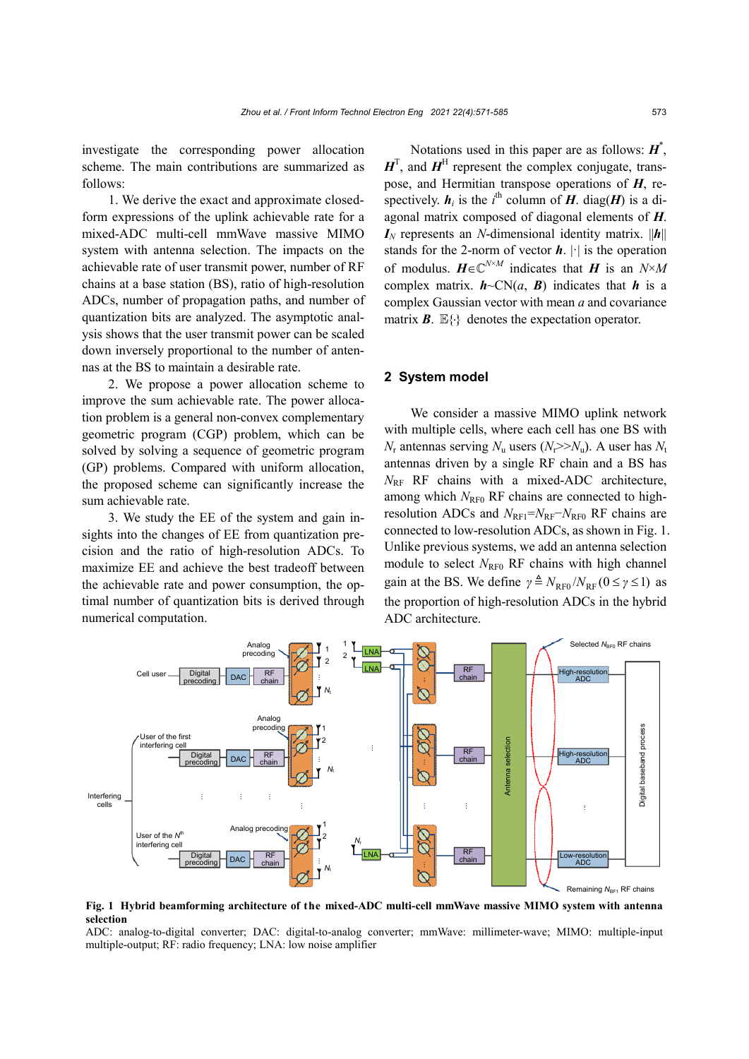investigate the corresponding power allocation scheme. The main contributions are summarized as follows:

1. We derive the exact and approximate closed-form expressions of the uplink achievable rate for a mixed-ADC multi-cell mmWave massive MIMO system with antenna selection. The impacts on the achievable rate of user transmit power, number of RF chains at a base station (BS), ratio of high-resolution ADCs, number of propagation paths, and number of quantization bits are analyzed. The asymptotic analysis shows that the user transmit power can be scaled down inversely proportional to the number of antennas at the BS to maintain a desirable rate.

2. We propose a power allocation scheme to improve the sum achievable rate. The power allocation problem is a general non-convex complementary geometric program (CGP) problem, which can be solved by solving a sequence of geometric program (GP) problems. Compared with uniform allocation, the proposed scheme can significantly increase the sum achievable rate.

3. We study the EE of the system and gain insights into the changes of EE from quantization precision and the ratio of high-resolution ADCs. To maximize EE and achieve the best tradeoff between the achievable rate and power consumption, the optimal number of quantization bits is derived through numerical computation.

Notations used in this paper are as follows: $\boldsymbol{H}^*$, $\boldsymbol{H}^{\mathrm{T}}$, and $\boldsymbol{H}^{\mathrm{H}}$ represent the complex conjugate, transpose, and Hermitian transpose operations of $\boldsymbol{H}$, respectively. $\boldsymbol{h}_i$ is the $i^{\text{th}}$ column of $\boldsymbol{H}$. diag($\boldsymbol{H}$) is a diagonal matrix composed of diagonal elements of $\boldsymbol{H}$. $\boldsymbol{I}_N$ represents an $N$-dimensional identity matrix. $\|\boldsymbol{h}\|$ stands for the 2-norm of vector $\boldsymbol{h}$. $|\cdot|$ is the operation of modulus. $\boldsymbol{H}\in\mathbb{C}^{N\times M}$ indicates that $\boldsymbol{H}$ is an $N\times M$ complex matrix. $\boldsymbol{h}\sim\mathrm{CN}(a, \boldsymbol{B})$ indicates that $\boldsymbol{h}$ is a complex Gaussian vector with mean $a$ and covariance matrix $\boldsymbol{B}$. $\mathbb{E}\{\}$ denotes the expectation operator.

## 2 System model

We consider a massive MIMO uplink network with multiple cells, where each cell has one BS with $N_{\mathrm{r}}$ antennas serving $N_{\mathrm{u}}$ users ($N_{\mathrm{r}}$>>$N_{\mathrm{u}}$). A user has $N_{\mathrm{t}}$ antennas driven by a single RF chain and a BS has $N_{\mathrm{RF}}$ RF chains with a mixed-ADC architecture, among which $N_{\mathrm{RF0}}$ RF chains are connected to high-resolution ADCs and $N_{\mathrm{RF1}}$=$N_{\mathrm{RF}}$−$N_{\mathrm{RF0}}$ RF chains are connected to low-resolution ADCs, as shown in Fig. 1. Unlike previous systems, we add an antenna selection module to select $N_{\mathrm{RF0}}$ RF chains with high channel gain at the BS. We define $\gamma \triangleq N_{\mathrm{RF0}}/N_{\mathrm{RF}}\,(0\le\gamma\le 1)$ as the proportion of high-resolution ADCs in the hybrid ADC architecture.

**Fig. 1 Hybrid beamforming architecture of the mixed-ADC multi-cell mmWave massive MIMO system with antenna selection**

ADC: analog-to-digital converter; DAC: digital-to-analog converter; mmWave: millimeter-wave; MIMO: multiple-input multiple-output; RF: radio frequency; LNA: low noise amplifier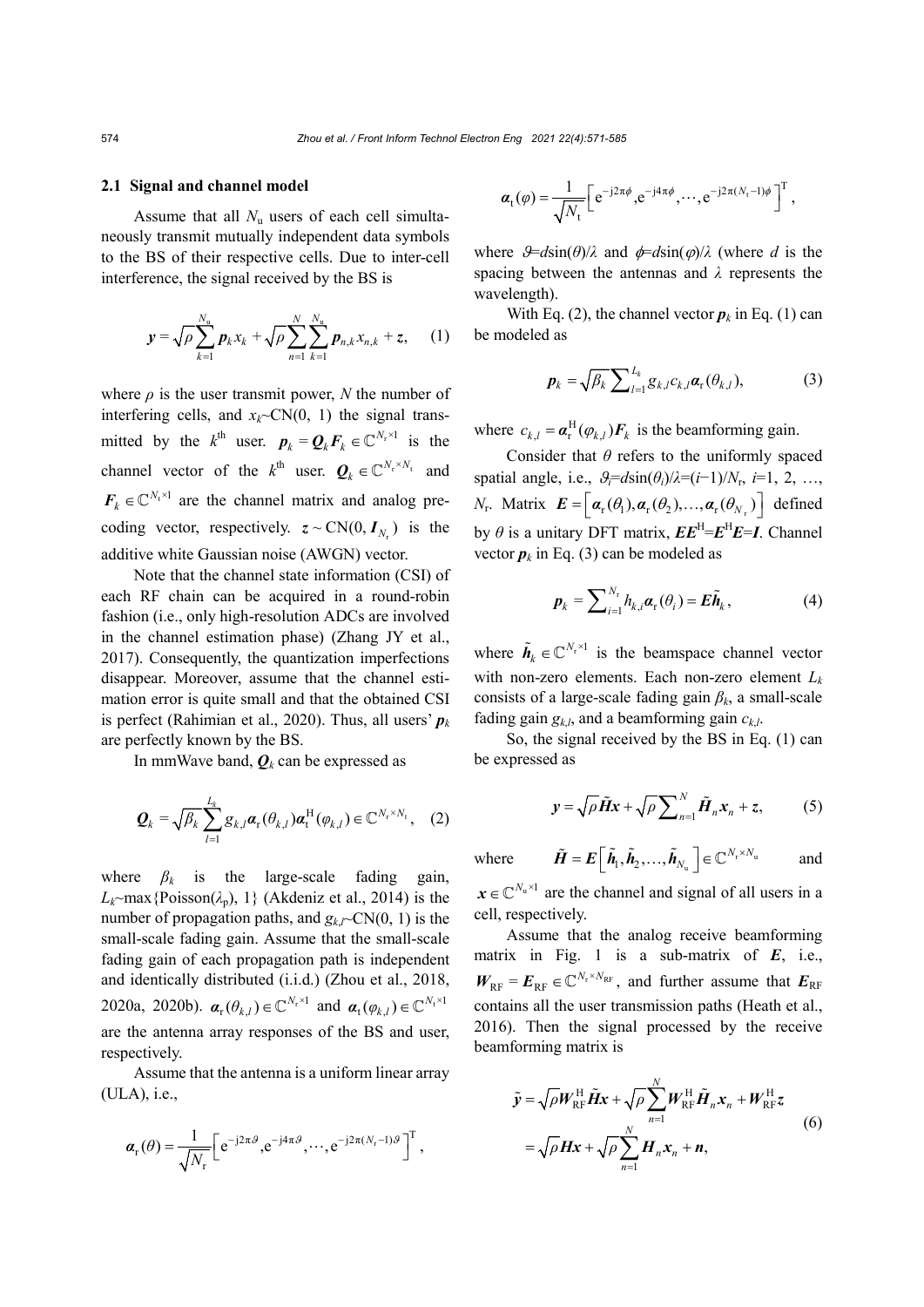### 2.1 Signal and channel model

Assume that all $N_u$ users of each cell simultaneously transmit mutually independent data symbols to the BS of their respective cells. Due to inter-cell interference, the signal received by the BS is

$$\boldsymbol{y} = \sqrt{\rho}\sum_{k=1}^{N_u}\boldsymbol{p}_k x_k + \sqrt{\rho}\sum_{n=1}^{N}\sum_{k=1}^{N_u}\boldsymbol{p}_{n,k}x_{n,k} + \boldsymbol{z}, \quad (1)$$

where $\rho$ is the user transmit power, $N$ the number of interfering cells, and $x_k \sim \text{CN}(0, 1)$ the signal transmitted by the $k^{\text{th}}$ user. $\boldsymbol{p}_k = \boldsymbol{Q}_k\boldsymbol{F}_k \in \mathbb{C}^{N_r\times 1}$ is the channel vector of the $k^{\text{th}}$ user. $\boldsymbol{Q}_k \in \mathbb{C}^{N_r\times N_t}$ and $\boldsymbol{F}_k \in \mathbb{C}^{N_t\times 1}$ are the channel matrix and analog precoding vector, respectively. $\boldsymbol{z} \sim \text{CN}(0, \boldsymbol{I}_{N_r})$ is the additive white Gaussian noise (AWGN) vector.

Note that the channel state information (CSI) of each RF chain can be acquired in a round-robin fashion (i.e., only high-resolution ADCs are involved in the channel estimation phase) (Zhang JY et al., 2017). Consequently, the quantization imperfections disappear. Moreover, assume that the channel estimation error is quite small and that the obtained CSI is perfect (Rahimian et al., 2020). Thus, all users' $\boldsymbol{p}_k$ are perfectly known by the BS.

In mmWave band, $\boldsymbol{Q}_k$ can be expressed as

$$\boldsymbol{Q}_k = \sqrt{\beta_k}\sum_{l=1}^{L_k} g_{k,l}\boldsymbol{\alpha}_r(\theta_{k,l})\boldsymbol{\alpha}_t^{\text{H}}(\varphi_{k,l}) \in \mathbb{C}^{N_r\times N_t}, \quad (2)$$

where $\beta_k$ is the large-scale fading gain, $L_k \sim \max\{\text{Poisson}(\lambda_p), 1\}$ (Akdeniz et al., 2014) is the number of propagation paths, and $g_{k,l} \sim \text{CN}(0, 1)$ is the small-scale fading gain. Assume that the small-scale fading gain of each propagation path is independent and identically distributed (i.i.d.) (Zhou et al., 2018, 2020a, 2020b). $\boldsymbol{\alpha}_r(\theta_{k,l}) \in \mathbb{C}^{N_r\times 1}$ and $\boldsymbol{\alpha}_t(\varphi_{k,l}) \in \mathbb{C}^{N_t\times 1}$ are the antenna array responses of the BS and user, respectively.

Assume that the antenna is a uniform linear array (ULA), i.e.,

$$\boldsymbol{\alpha}_r(\theta) = \frac{1}{\sqrt{N_r}}\left[e^{-j2\pi\vartheta}, e^{-j4\pi\vartheta}, \cdots, e^{-j2\pi(N_r-1)\vartheta}\right]^{\text{T}},$$

$$\boldsymbol{\alpha}_t(\varphi) = \frac{1}{\sqrt{N_t}}\left[e^{-j2\pi\phi}, e^{-j4\pi\phi}, \cdots, e^{-j2\pi(N_t-1)\phi}\right]^{\text{T}},$$

where $\vartheta = d\sin(\theta)/\lambda$ and $\phi = d\sin(\varphi)/\lambda$ (where $d$ is the spacing between the antennas and $\lambda$ represents the wavelength).

With Eq. (2), the channel vector $\boldsymbol{p}_k$ in Eq. (1) can be modeled as

$$\boldsymbol{p}_k = \sqrt{\beta_k}\sum_{l=1}^{L_k} g_{k,l}c_{k,l}\boldsymbol{\alpha}_r(\theta_{k,l}), \quad (3)$$

where $c_{k,l} = \boldsymbol{\alpha}_r^{\text{H}}(\varphi_{k,l})\boldsymbol{F}_k$ is the beamforming gain.

Consider that $\theta$ refers to the uniformly spaced spatial angle, i.e., $\vartheta_i = d\sin(\theta_i)/\lambda = (i-1)/N_r$, $i=1, 2, \ldots, N_r$. Matrix $\boldsymbol{E} = \left[\boldsymbol{\alpha}_r(\theta_1), \boldsymbol{\alpha}_r(\theta_2), \ldots, \boldsymbol{\alpha}_r(\theta_{N_r})\right]$ defined by $\theta$ is a unitary DFT matrix, $\boldsymbol{E}\boldsymbol{E}^{\text{H}} = \boldsymbol{E}^{\text{H}}\boldsymbol{E} = \boldsymbol{I}$. Channel vector $\boldsymbol{p}_k$ in Eq. (3) can be modeled as

$$\boldsymbol{p}_k = \sum_{i=1}^{N_r} h_{k,i}\boldsymbol{\alpha}_r(\theta_i) = \boldsymbol{E}\tilde{\boldsymbol{h}}_k, \quad (4)$$

where $\tilde{\boldsymbol{h}}_k \in \mathbb{C}^{N_r\times 1}$ is the beamspace channel vector with non-zero elements. Each non-zero element $L_k$ consists of a large-scale fading gain $\beta_k$, a small-scale fading gain $g_{k,l}$, and a beamforming gain $c_{k,l}$.

So, the signal received by the BS in Eq. (1) can be expressed as

$$\boldsymbol{y} = \sqrt{\rho}\tilde{\boldsymbol{H}}\boldsymbol{x} + \sqrt{\rho}\sum_{n=1}^{N}\tilde{\boldsymbol{H}}_n\boldsymbol{x}_n + \boldsymbol{z}, \quad (5)$$

where $\tilde{\boldsymbol{H}} = \boldsymbol{E}\left[\tilde{\boldsymbol{h}}_1, \tilde{\boldsymbol{h}}_2, \ldots, \tilde{\boldsymbol{h}}_{N_u}\right] \in \mathbb{C}^{N_r\times N_u}$ and $\boldsymbol{x} \in \mathbb{C}^{N_u\times 1}$ are the channel and signal of all users in a cell, respectively.

Assume that the analog receive beamforming matrix in Fig. 1 is a sub-matrix of $\boldsymbol{E}$, i.e., $\boldsymbol{W}_{\text{RF}} = \boldsymbol{E}_{\text{RF}} \in \mathbb{C}^{N_r\times N_{\text{RF}}}$, and further assume that $\boldsymbol{E}_{\text{RF}}$ contains all the user transmission paths (Heath et al., 2016). Then the signal processed by the receive beamforming matrix is

$$\begin{aligned}\tilde{\boldsymbol{y}} &= \sqrt{\rho}\boldsymbol{W}_{\text{RF}}^{\text{H}}\tilde{\boldsymbol{H}}\boldsymbol{x} + \sqrt{\rho}\sum_{n=1}^{N}\boldsymbol{W}_{\text{RF}}^{\text{H}}\tilde{\boldsymbol{H}}_n\boldsymbol{x}_n + \boldsymbol{W}_{\text{RF}}^{\text{H}}\boldsymbol{z} \\ &= \sqrt{\rho}\boldsymbol{H}\boldsymbol{x} + \sqrt{\rho}\sum_{n=1}^{N}\boldsymbol{H}_n\boldsymbol{x}_n + \boldsymbol{n},\end{aligned} \quad (6)$$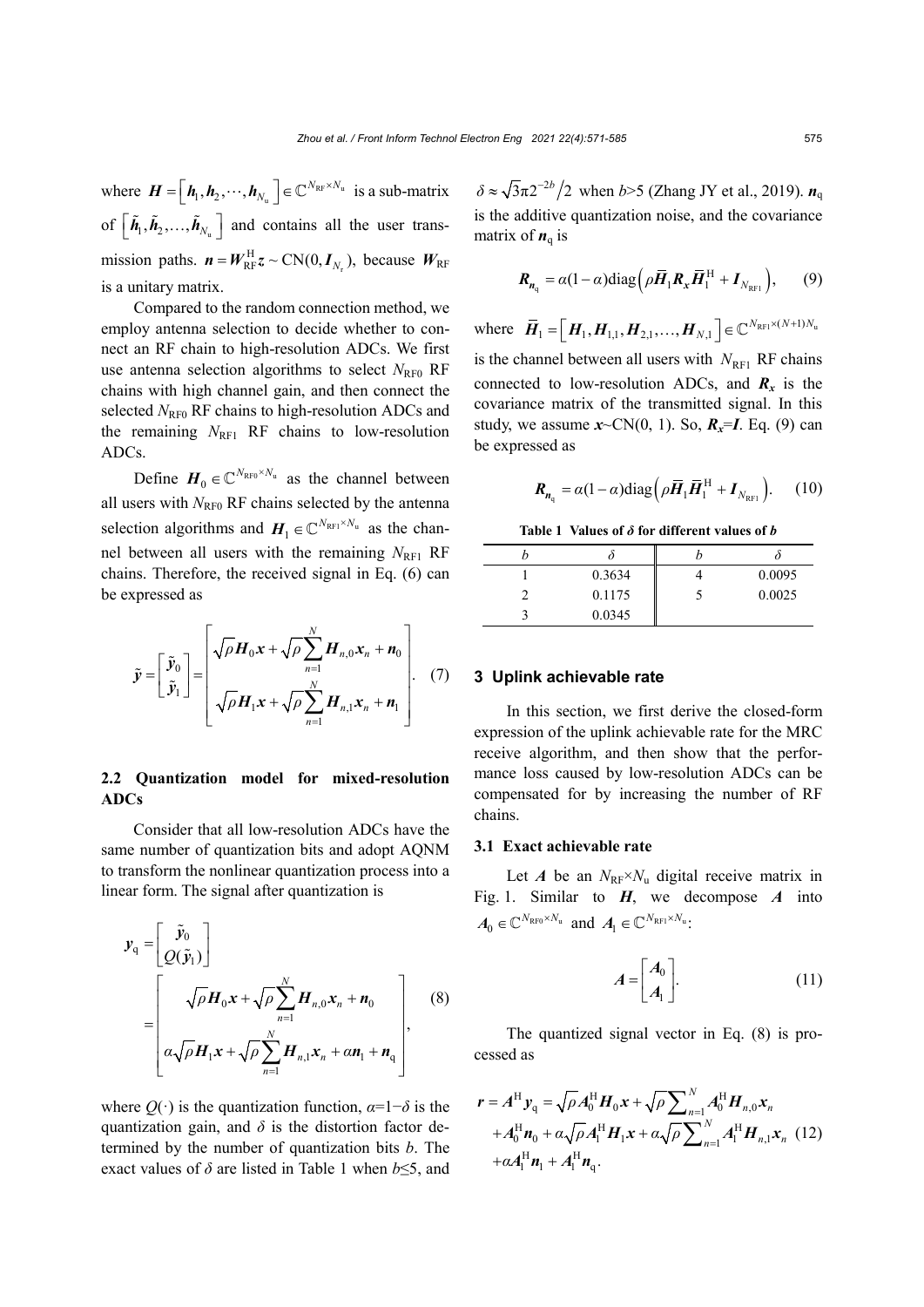where $\boldsymbol{H}=\left[\boldsymbol{h}_1,\boldsymbol{h}_2,\cdots,\boldsymbol{h}_{N_\mathrm{u}}\right]\in\mathbb{C}^{N_\mathrm{RF}\times N_\mathrm{u}}$ is a sub-matrix of $\left[\tilde{\boldsymbol{h}}_1,\tilde{\boldsymbol{h}}_2,\ldots,\tilde{\boldsymbol{h}}_{N_\mathrm{u}}\right]$ and contains all the user transmission paths. $\boldsymbol{n}=\boldsymbol{W}_\mathrm{RF}^\mathrm{H}\boldsymbol{z}\sim\mathrm{CN}(0,\boldsymbol{I}_{N_\mathrm{r}})$, because $\boldsymbol{W}_\mathrm{RF}$ is a unitary matrix.

Compared to the random connection method, we employ antenna selection to decide whether to connect an RF chain to high-resolution ADCs. We first use antenna selection algorithms to select $N_\mathrm{RF0}$ RF chains with high channel gain, and then connect the selected $N_\mathrm{RF0}$ RF chains to high-resolution ADCs and the remaining $N_\mathrm{RF1}$ RF chains to low-resolution ADCs.

Define $\boldsymbol{H}_0\in\mathbb{C}^{N_\mathrm{RF0}\times N_\mathrm{u}}$ as the channel between all users with $N_\mathrm{RF0}$ RF chains selected by the antenna selection algorithms and $\boldsymbol{H}_1\in\mathbb{C}^{N_\mathrm{RF1}\times N_\mathrm{u}}$ as the channel between all users with the remaining $N_\mathrm{RF1}$ RF chains. Therefore, the received signal in Eq. (6) can be expressed as

$$\tilde{\boldsymbol{y}}=\begin{bmatrix}\tilde{\boldsymbol{y}}_0\\ \tilde{\boldsymbol{y}}_1\end{bmatrix}=\begin{bmatrix}\sqrt{\rho}\boldsymbol{H}_0\boldsymbol{x}+\sqrt{\rho}\sum\limits_{n=1}^{N}\boldsymbol{H}_{n,0}\boldsymbol{x}_n+\boldsymbol{n}_0\\ \sqrt{\rho}\boldsymbol{H}_1\boldsymbol{x}+\sqrt{\rho}\sum\limits_{n=1}^{N}\boldsymbol{H}_{n,1}\boldsymbol{x}_n+\boldsymbol{n}_1\end{bmatrix}. \tag{7}$$

### 2.2 Quantization model for mixed-resolution ADCs

Consider that all low-resolution ADCs have the same number of quantization bits and adopt AQNM to transform the nonlinear quantization process into a linear form. The signal after quantization is

$$\begin{aligned}\boldsymbol{y}_\mathrm{q}&=\begin{bmatrix}\tilde{\boldsymbol{y}}_0\\ Q(\tilde{\boldsymbol{y}}_1)\end{bmatrix}\\&=\begin{bmatrix}\sqrt{\rho}\boldsymbol{H}_0\boldsymbol{x}+\sqrt{\rho}\sum\limits_{n=1}^{N}\boldsymbol{H}_{n,0}\boldsymbol{x}_n+\boldsymbol{n}_0\\ \alpha\sqrt{\rho}\boldsymbol{H}_1\boldsymbol{x}+\sqrt{\rho}\sum\limits_{n=1}^{N}\boldsymbol{H}_{n,1}\boldsymbol{x}_n+\alpha\boldsymbol{n}_1+\boldsymbol{n}_\mathrm{q}\end{bmatrix},\end{aligned} \tag{8}$$

where $Q(\cdot)$ is the quantization function, $\alpha=1-\delta$ is the quantization gain, and $\delta$ is the distortion factor determined by the number of quantization bits $b$. The exact values of $\delta$ are listed in Table 1 when $b\le5$, and $\delta\approx\sqrt{3}\pi2^{-2b}/2$ when $b>5$ (Zhang JY et al., 2019). $\boldsymbol{n}_\mathrm{q}$ is the additive quantization noise, and the covariance matrix of $\boldsymbol{n}_\mathrm{q}$ is

$$\boldsymbol{R}_{\boldsymbol{n}_\mathrm{q}}=\alpha(1-\alpha)\mathrm{diag}\left(\rho\bar{\boldsymbol{H}}_1\boldsymbol{R}_{\boldsymbol{x}}\bar{\boldsymbol{H}}_1^\mathrm{H}+\boldsymbol{I}_{N_\mathrm{RF1}}\right), \tag{9}$$

where $\bar{\boldsymbol{H}}_1=\left[\boldsymbol{H}_1,\boldsymbol{H}_{1,1},\boldsymbol{H}_{2,1},\ldots,\boldsymbol{H}_{N,1}\right]\in\mathbb{C}^{N_\mathrm{RF1}\times(N+1)N_\mathrm{u}}$ is the channel between all users with $N_\mathrm{RF1}$ RF chains connected to low-resolution ADCs, and $\boldsymbol{R}_{\boldsymbol{x}}$ is the covariance matrix of the transmitted signal. In this study, we assume $\boldsymbol{x}\sim\mathrm{CN}(0,1)$. So, $\boldsymbol{R}_{\boldsymbol{x}}=\boldsymbol{I}$. Eq. (9) can be expressed as

$$\boldsymbol{R}_{\boldsymbol{n}_\mathrm{q}}=\alpha(1-\alpha)\mathrm{diag}\left(\rho\bar{\boldsymbol{H}}_1\bar{\boldsymbol{H}}_1^\mathrm{H}+\boldsymbol{I}_{N_\mathrm{RF1}}\right). \tag{10}$$

**Table 1 Values of $\delta$ for different values of $b$**

| $b$ | $\delta$ | $b$ | $\delta$ |
|---|---|---|---|
| 1 | 0.3634 | 4 | 0.0095 |
| 2 | 0.1175 | 5 | 0.0025 |
| 3 | 0.0345 | | |

## 3 Uplink achievable rate

In this section, we first derive the closed-form expression of the uplink achievable rate for the MRC receive algorithm, and then show that the performance loss caused by low-resolution ADCs can be compensated for by increasing the number of RF chains.

### 3.1 Exact achievable rate

Let $\boldsymbol{A}$ be an $N_\mathrm{RF}\times N_\mathrm{u}$ digital receive matrix in Fig. 1. Similar to $\boldsymbol{H}$, we decompose $\boldsymbol{A}$ into $\boldsymbol{A}_0\in\mathbb{C}^{N_\mathrm{RF0}\times N_\mathrm{u}}$ and $\boldsymbol{A}_1\in\mathbb{C}^{N_\mathrm{RF1}\times N_\mathrm{u}}$:

$$\boldsymbol{A}=\begin{bmatrix}\boldsymbol{A}_0\\ \boldsymbol{A}_1\end{bmatrix}. \tag{11}$$

The quantized signal vector in Eq. (8) is processed as

$$\begin{aligned}\boldsymbol{r}=\boldsymbol{A}^\mathrm{H}\boldsymbol{y}_\mathrm{q}&=\sqrt{\rho}\boldsymbol{A}_0^\mathrm{H}\boldsymbol{H}_0\boldsymbol{x}+\sqrt{\rho}\sum\nolimits_{n=1}^{N}\boldsymbol{A}_0^\mathrm{H}\boldsymbol{H}_{n,0}\boldsymbol{x}_n\\&+\boldsymbol{A}_0^\mathrm{H}\boldsymbol{n}_0+\alpha\sqrt{\rho}\boldsymbol{A}_1^\mathrm{H}\boldsymbol{H}_1\boldsymbol{x}+\alpha\sqrt{\rho}\sum\nolimits_{n=1}^{N}\boldsymbol{A}_1^\mathrm{H}\boldsymbol{H}_{n,1}\boldsymbol{x}_n\\&+\alpha\boldsymbol{A}_1^\mathrm{H}\boldsymbol{n}_1+\boldsymbol{A}_1^\mathrm{H}\boldsymbol{n}_\mathrm{q}.\end{aligned} \tag{12}$$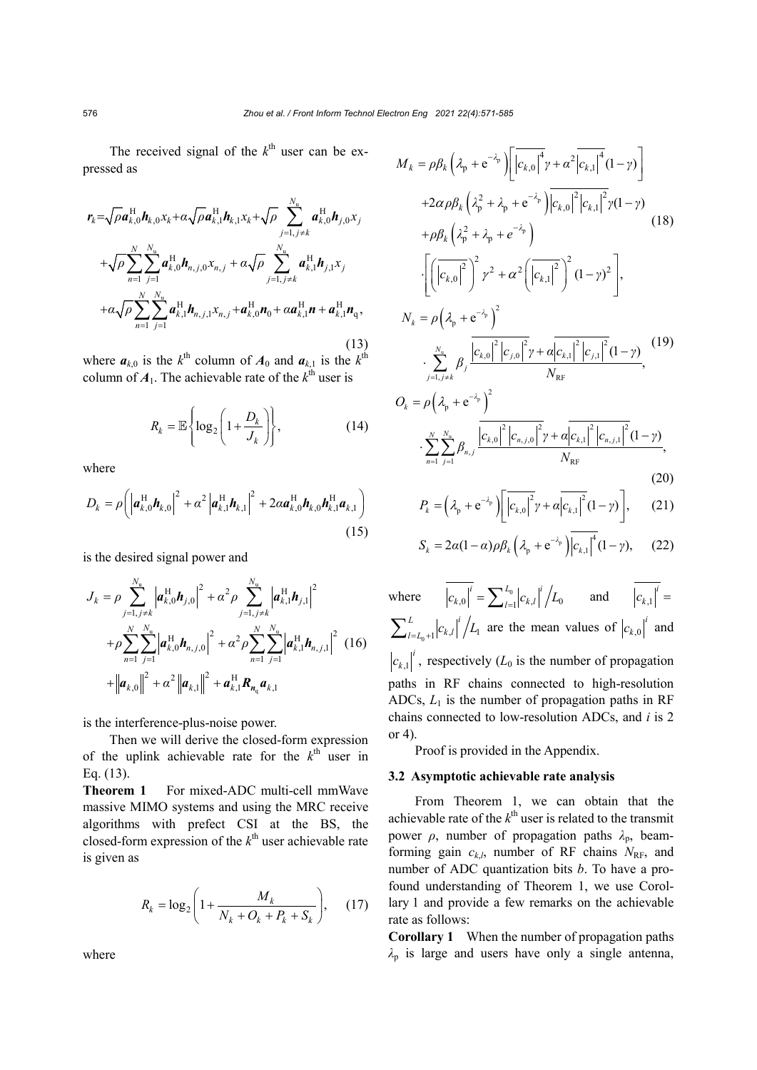The received signal of the $k^{\text{th}}$ user can be expressed as

$$
\begin{aligned}
\boldsymbol{r}_k=&\sqrt{\rho}\boldsymbol{a}_{k,0}^{\mathrm{H}}\boldsymbol{h}_{k,0}x_k+\alpha\sqrt{\rho}\boldsymbol{a}_{k,1}^{\mathrm{H}}\boldsymbol{h}_{k,1}x_k+\sqrt{\rho}\sum_{j=1,j\neq k}^{N_{\mathrm{u}}}\boldsymbol{a}_{k,0}^{\mathrm{H}}\boldsymbol{h}_{j,0}x_j\\
&+\sqrt{\rho}\sum_{n=1}^{N}\sum_{j=1}^{N_{\mathrm{u}}}\boldsymbol{a}_{k,0}^{\mathrm{H}}\boldsymbol{h}_{n,j,0}x_{n,j}+\alpha\sqrt{\rho}\sum_{j=1,j\neq k}^{N_{\mathrm{u}}}\boldsymbol{a}_{k,1}^{\mathrm{H}}\boldsymbol{h}_{j,1}x_j\\
&+\alpha\sqrt{\rho}\sum_{n=1}^{N}\sum_{j=1}^{N_{\mathrm{u}}}\boldsymbol{a}_{k,1}^{\mathrm{H}}\boldsymbol{h}_{n,j,1}x_{n,j}+\boldsymbol{a}_{k,0}^{\mathrm{H}}\boldsymbol{n}_0+\alpha\boldsymbol{a}_{k,1}^{\mathrm{H}}\boldsymbol{n}+\boldsymbol{a}_{k,1}^{\mathrm{H}}\boldsymbol{n}_{\mathrm{q}},
\end{aligned}
\tag{13}
$$

where $\boldsymbol{a}_{k,0}$ is the $k^{\text{th}}$ column of $\boldsymbol{A}_0$ and $\boldsymbol{a}_{k,1}$ is the $k^{\text{th}}$ column of $\boldsymbol{A}_1$. The achievable rate of the $k^{\text{th}}$ user is

$$
R_k=\mathbb{E}\left\{\log_2\left(1+\frac{D_k}{J_k}\right)\right\},\tag{14}
$$

where

$$
D_k=\rho\left(\left|\boldsymbol{a}_{k,0}^{\mathrm{H}}\boldsymbol{h}_{k,0}\right|^2+\alpha^2\left|\boldsymbol{a}_{k,1}^{\mathrm{H}}\boldsymbol{h}_{k,1}\right|^2+2\alpha\boldsymbol{a}_{k,0}^{\mathrm{H}}\boldsymbol{h}_{k,0}\boldsymbol{h}_{k,1}^{\mathrm{H}}\boldsymbol{a}_{k,1}\right)\tag{15}
$$

is the desired signal power and

$$
\begin{aligned}
J_k=&\rho\sum_{j=1,j\neq k}^{N_{\mathrm{u}}}\left|\boldsymbol{a}_{k,0}^{\mathrm{H}}\boldsymbol{h}_{j,0}\right|^2+\alpha^2\rho\sum_{j=1,j\neq k}^{N_{\mathrm{u}}}\left|\boldsymbol{a}_{k,1}^{\mathrm{H}}\boldsymbol{h}_{j,1}\right|^2\\
&+\rho\sum_{n=1}^{N}\sum_{j=1}^{N_{\mathrm{u}}}\left|\boldsymbol{a}_{k,0}^{\mathrm{H}}\boldsymbol{h}_{n,j,0}\right|^2+\alpha^2\rho\sum_{n=1}^{N}\sum_{j=1}^{N_{\mathrm{u}}}\left|\boldsymbol{a}_{k,1}^{\mathrm{H}}\boldsymbol{h}_{n,j,1}\right|^2\\
&+\left\|\boldsymbol{a}_{k,0}\right\|^2+\alpha^2\left\|\boldsymbol{a}_{k,1}\right\|^2+\boldsymbol{a}_{k,1}^{\mathrm{H}}\boldsymbol{R}_{\boldsymbol{n}_{\mathrm{q}}}\boldsymbol{a}_{k,1}
\end{aligned}
\tag{16}
$$

is the interference-plus-noise power.

Then we will derive the closed-form expression of the uplink achievable rate for the $k^{\text{th}}$ user in Eq. (13).

**Theorem 1** For mixed-ADC multi-cell mmWave massive MIMO systems and using the MRC receive algorithms with prefect CSI at the BS, the closed-form expression of the $k^{\text{th}}$ user achievable rate is given as

$$
R_k=\log_2\left(1+\frac{M_k}{N_k+O_k+P_k+S_k}\right),\tag{17}
$$

where

$$
\begin{aligned}
M_k=&\rho\beta_k\left(\lambda_{\mathrm{p}}+\mathrm{e}^{-\lambda_{\mathrm{p}}}\right)\left[\overline{\left|c_{k,0}\right|^4}\gamma+\alpha^2\overline{\left|c_{k,1}\right|^4}(1-\gamma)\right]\\
&+2\alpha\rho\beta_k\left(\lambda_{\mathrm{p}}^2+\lambda_{\mathrm{p}}+\mathrm{e}^{-\lambda_{\mathrm{p}}}\right)\overline{\left|c_{k,0}\right|^2\left|c_{k,1}\right|^2}\gamma(1-\gamma)\\
&+\rho\beta_k\left(\lambda_{\mathrm{p}}^2+\lambda_{\mathrm{p}}+e^{-\lambda_{\mathrm{p}}}\right)\\
&\cdot\left[\left(\overline{\left|c_{k,0}\right|^2}\right)^2\gamma^2+\alpha^2\left(\overline{\left|c_{k,1}\right|^2}\right)^2(1-\gamma)^2\right],
\end{aligned}
\tag{18}
$$

$$
N_k=\rho\left(\lambda_{\mathrm{p}}+\mathrm{e}^{-\lambda_{\mathrm{p}}}\right)^2\cdot\sum_{j=1,j\neq k}^{N_{\mathrm{u}}}\beta_j\frac{\overline{\left|c_{k,0}\right|^2}\,\overline{\left|c_{j,0}\right|^2}\gamma+\alpha\overline{\left|c_{k,1}\right|^2}\,\overline{\left|c_{j,1}\right|^2}(1-\gamma)}{N_{\mathrm{RF}}},\tag{19}
$$

$$
O_k=\rho\left(\lambda_{\mathrm{p}}+\mathrm{e}^{-\lambda_{\mathrm{p}}}\right)^2\cdot\sum_{n=1}^{N}\sum_{j=1}^{N_{\mathrm{u}}}\beta_{n,j}\frac{\overline{\left|c_{k,0}\right|^2}\,\overline{\left|c_{n,j,0}\right|^2}\gamma+\alpha\overline{\left|c_{k,1}\right|^2}\,\overline{\left|c_{n,j,1}\right|^2}(1-\gamma)}{N_{\mathrm{RF}}},\tag{20}
$$

$$
P_k=\left(\lambda_{\mathrm{p}}+\mathrm{e}^{-\lambda_{\mathrm{p}}}\right)\left[\overline{\left|c_{k,0}\right|^2}\gamma+\alpha\overline{\left|c_{k,1}\right|^2}(1-\gamma)\right],\tag{21}
$$

$$
S_k=2\alpha(1-\alpha)\rho\beta_k\left(\lambda_{\mathrm{p}}+\mathrm{e}^{-\lambda_{\mathrm{p}}}\right)\overline{\left|c_{k,1}\right|^4}(1-\gamma),\tag{22}
$$

where $\overline{\left|c_{k,0}\right|^i}=\sum_{l=1}^{L_0}\left|c_{k,l}\right|^i\Big/L_0$ and $\overline{\left|c_{k,1}\right|^i}=\sum_{l=L_0+1}^{L}\left|c_{k,l}\right|^i\Big/L_1$ are the mean values of $\left|c_{k,0}\right|^i$ and $\left|c_{k,1}\right|^i$, respectively ($L_0$ is the number of propagation paths in RF chains connected to high-resolution ADCs, $L_1$ is the number of propagation paths in RF chains connected to low-resolution ADCs, and $i$ is 2 or 4).

Proof is provided in the Appendix.

### 3.2 Asymptotic achievable rate analysis

From Theorem 1, we can obtain that the achievable rate of the $k^{\text{th}}$ user is related to the transmit power $\rho$, number of propagation paths $\lambda_{\mathrm{p}}$, beamforming gain $c_{k,l}$, number of RF chains $N_{\mathrm{RF}}$, and number of ADC quantization bits $b$. To have a profound understanding of Theorem 1, we use Corollary 1 and provide a few remarks on the achievable rate as follows:

**Corollary 1** When the number of propagation paths $\lambda_{\mathrm{p}}$ is large and users have only a single antenna,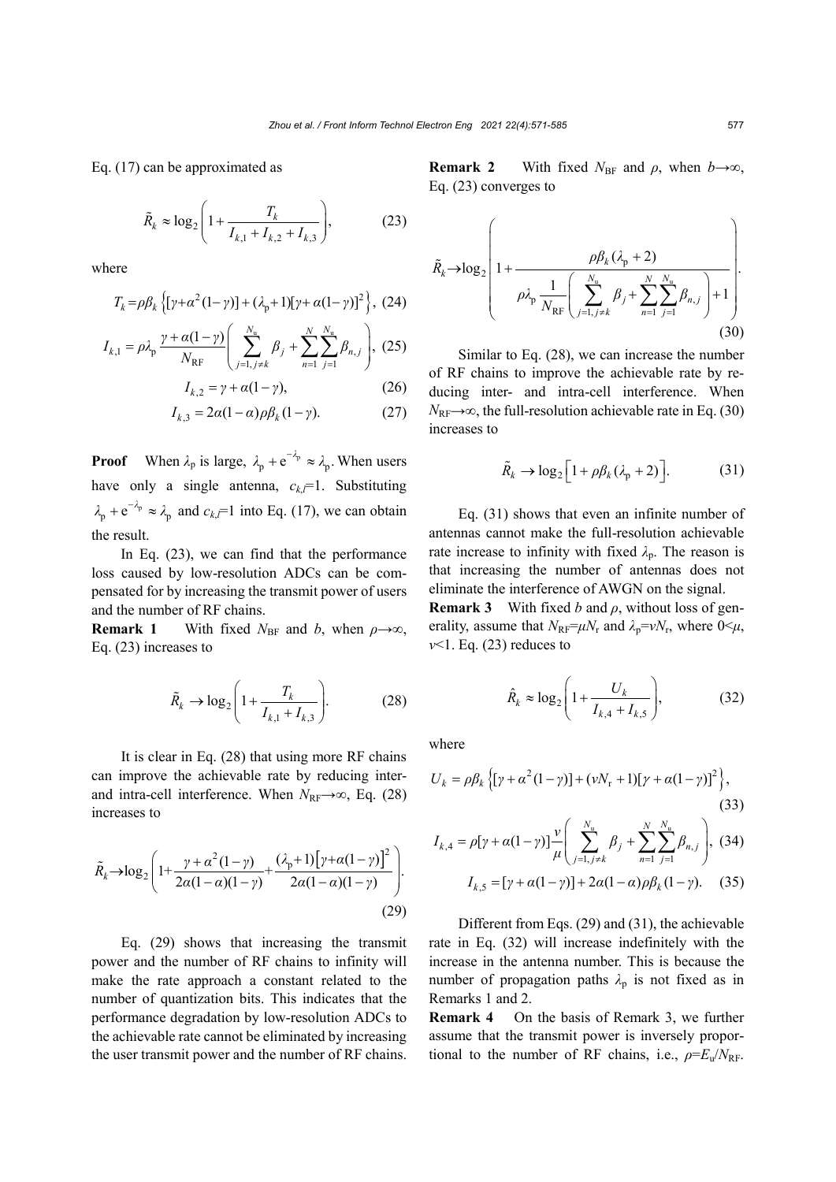Eq. (17) can be approximated as

$$\tilde{R}_k \approx \log_2\left(1+\frac{T_k}{I_{k,1}+I_{k,2}+I_{k,3}}\right), \tag{23}$$

where

$$T_k=\rho\beta_k\left\{[\gamma+\alpha^2(1-\gamma)]+(\lambda_\mathrm{p}+1)[\gamma+\alpha(1-\gamma)]^2\right\}, \tag{24}$$

$$I_{k,1}=\rho\lambda_\mathrm{p}\frac{\gamma+\alpha(1-\gamma)}{N_\mathrm{RF}}\left(\sum_{j=1,j\neq k}^{N_\mathrm{u}}\beta_j+\sum_{n=1}^{N}\sum_{j=1}^{N_\mathrm{u}}\beta_{n,j}\right), \tag{25}$$

$$I_{k,2}=\gamma+\alpha(1-\gamma), \tag{26}$$

$$I_{k,3}=2\alpha(1-\alpha)\rho\beta_k(1-\gamma). \tag{27}$$

**Proof** When $\lambda_\mathrm{p}$ is large, $\lambda_\mathrm{p}+\mathrm{e}^{-\lambda_\mathrm{p}}\approx\lambda_\mathrm{p}$. When users have only a single antenna, $c_{k,l}=1$. Substituting $\lambda_\mathrm{p}+\mathrm{e}^{-\lambda_\mathrm{p}}\approx\lambda_\mathrm{p}$ and $c_{k,l}=1$ into Eq. (17), we can obtain the result.

In Eq. (23), we can find that the performance loss caused by low-resolution ADCs can be compensated for by increasing the transmit power of users and the number of RF chains.

**Remark 1** With fixed $N_\mathrm{BF}$ and $b$, when $\rho\to\infty$, Eq. (23) increases to

$$\tilde{R}_k\to\log_2\left(1+\frac{T_k}{I_{k,1}+I_{k,3}}\right). \tag{28}$$

It is clear in Eq. (28) that using more RF chains can improve the achievable rate by reducing inter- and intra-cell interference. When $N_\mathrm{RF}\to\infty$, Eq. (28) increases to

$$\tilde{R}_k\to\log_2\left(1+\frac{\gamma+\alpha^2(1-\gamma)}{2\alpha(1-\alpha)(1-\gamma)}+\frac{(\lambda_\mathrm{p}+1)\left[\gamma+\alpha(1-\gamma)\right]^2}{2\alpha(1-\alpha)(1-\gamma)}\right). \tag{29}$$

Eq. (29) shows that increasing the transmit power and the number of RF chains to infinity will make the rate approach a constant related to the number of quantization bits. This indicates that the performance degradation by low-resolution ADCs to the achievable rate cannot be eliminated by increasing the user transmit power and the number of RF chains.

**Remark 2** With fixed $N_\mathrm{BF}$ and $\rho$, when $b\to\infty$, Eq. (23) converges to

$$\tilde{R}_k\to\log_2\left(1+\frac{\rho\beta_k(\lambda_\mathrm{p}+2)}{\rho\lambda_\mathrm{p}\frac{1}{N_\mathrm{RF}}\left(\sum_{j=1,j\neq k}^{N_\mathrm{u}}\beta_j+\sum_{n=1}^{N}\sum_{j=1}^{N_\mathrm{u}}\beta_{n,j}\right)+1}\right). \tag{30}$$

Similar to Eq. (28), we can increase the number of RF chains to improve the achievable rate by reducing inter- and intra-cell interference. When $N_\mathrm{RF}\to\infty$, the full-resolution achievable rate in Eq. (30) increases to

$$\tilde{R}_k\to\log_2\left[1+\rho\beta_k(\lambda_\mathrm{p}+2)\right]. \tag{31}$$

Eq. (31) shows that even an infinite number of antennas cannot make the full-resolution achievable rate increase to infinity with fixed $\lambda_\mathrm{p}$. The reason is that increasing the number of antennas does not eliminate the interference of AWGN on the signal.

**Remark 3** With fixed $b$ and $\rho$, without loss of generality, assume that $N_\mathrm{RF}=\mu N_\mathrm{r}$ and $\lambda_\mathrm{p}=\nu N_\mathrm{r}$, where $0<\mu$, $\nu<1$. Eq. (23) reduces to

$$\hat{R}_k\approx\log_2\left(1+\frac{U_k}{I_{k,4}+I_{k,5}}\right), \tag{32}$$

where

$$U_k=\rho\beta_k\left\{[\gamma+\alpha^2(1-\gamma)]+(\nu N_\mathrm{r}+1)[\gamma+\alpha(1-\gamma)]^2\right\}, \tag{33}$$

$$I_{k,4}=\rho[\gamma+\alpha(1-\gamma)]\frac{\nu}{\mu}\left(\sum_{j=1,j\neq k}^{N_\mathrm{u}}\beta_j+\sum_{n=1}^{N}\sum_{j=1}^{N_\mathrm{u}}\beta_{n,j}\right), \tag{34}$$

$$I_{k,5}=[\gamma+\alpha(1-\gamma)]+2\alpha(1-\alpha)\rho\beta_k(1-\gamma). \tag{35}$$

Different from Eqs. (29) and (31), the achievable rate in Eq. (32) will increase indefinitely with the increase in the antenna number. This is because the number of propagation paths $\lambda_\mathrm{p}$ is not fixed as in Remarks 1 and 2.

**Remark 4** On the basis of Remark 3, we further assume that the transmit power is inversely proportional to the number of RF chains, i.e., $\rho=E_\mathrm{u}/N_\mathrm{RF}$.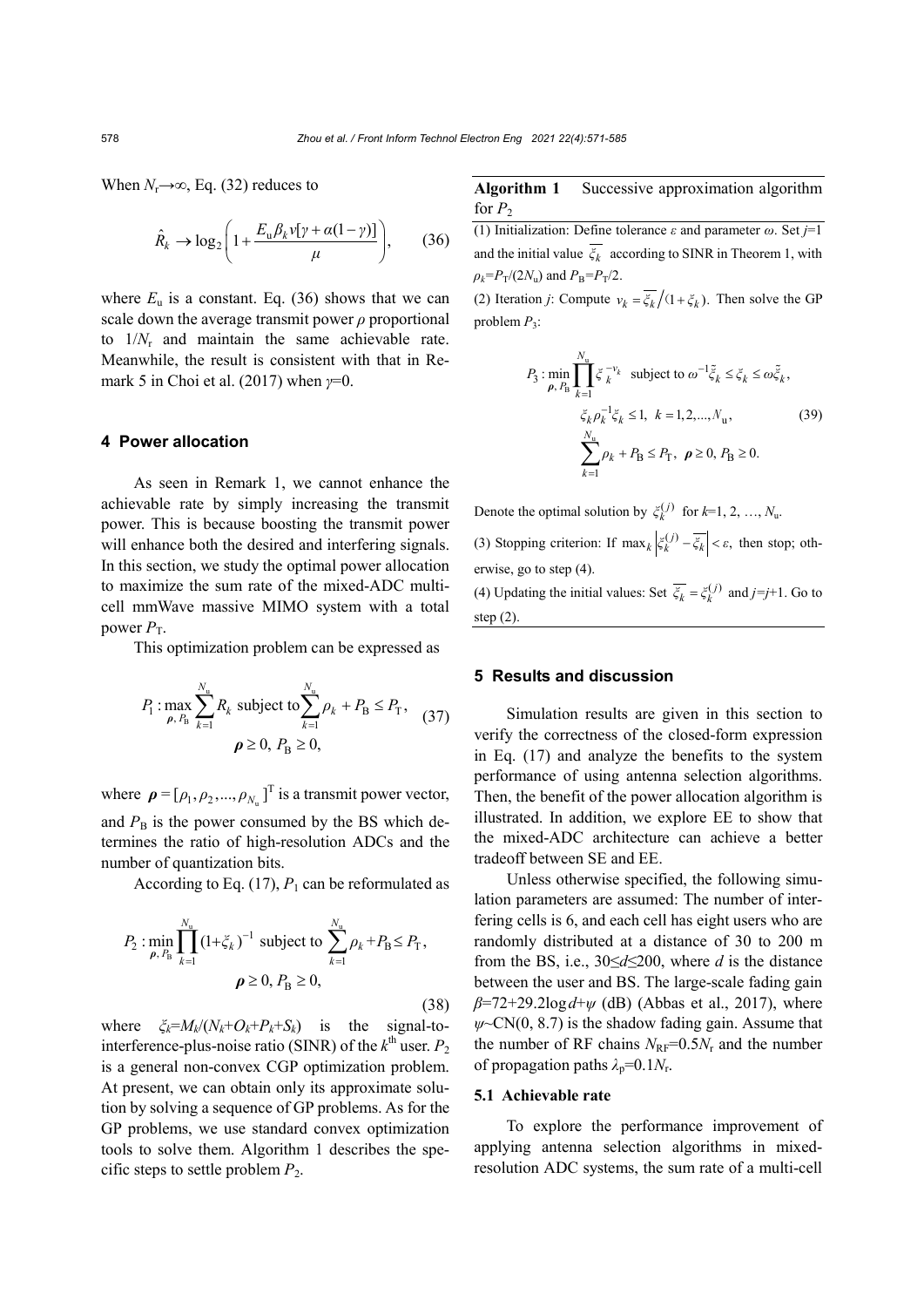When $N_r \to \infty$, Eq. (32) reduces to

$$\hat{R}_k \to \log_2\left(1+\frac{E_u \beta_k v[\gamma+\alpha(1-\gamma)]}{\mu}\right), \tag{36}$$

where $E_u$ is a constant. Eq. (36) shows that we can scale down the average transmit power $\rho$ proportional to $1/N_r$ and maintain the same achievable rate. Meanwhile, the result is consistent with that in Remark 5 in Choi et al. (2017) when $\gamma=0$.

## 4 Power allocation

As seen in Remark 1, we cannot enhance the achievable rate by simply increasing the transmit power. This is because boosting the transmit power will enhance both the desired and interfering signals. In this section, we study the optimal power allocation to maximize the sum rate of the mixed-ADC multi-cell mmWave massive MIMO system with a total power $P_T$.

This optimization problem can be expressed as

$$P_1: \max_{\boldsymbol{\rho}, P_B} \sum_{k=1}^{N_u} R_k \text{ subject to} \sum_{k=1}^{N_u} \rho_k + P_B \le P_T, \quad \boldsymbol{\rho} \ge 0,\ P_B \ge 0, \tag{37}$$

where $\boldsymbol{\rho} = [\rho_1, \rho_2, ..., \rho_{N_u}]^T$ is a transmit power vector, and $P_B$ is the power consumed by the BS which determines the ratio of high-resolution ADCs and the number of quantization bits.

According to Eq. (17), $P_1$ can be reformulated as

$$P_2: \min_{\boldsymbol{\rho}, P_B} \prod_{k=1}^{N_u} (1+\xi_k)^{-1} \text{ subject to } \sum_{k=1}^{N_u} \rho_k + P_B \le P_T, \quad \boldsymbol{\rho} \ge 0,\ P_B \ge 0, \tag{38}$$

where $\xi_k = M_k/(N_k+O_k+P_k+S_k)$ is the signal-to-interference-plus-noise ratio (SINR) of the $k^{\text{th}}$ user. $P_2$ is a general non-convex CGP optimization problem. At present, we can obtain only its approximate solution by solving a sequence of GP problems. As for the GP problems, we use standard convex optimization tools to solve them. Algorithm 1 describes the specific steps to settle problem $P_2$.

**Algorithm 1** Successive approximation algorithm for $P_2$

(1) Initialization: Define tolerance $\varepsilon$ and parameter $\omega$. Set $j=1$ and the initial value $\overline{\xi_k}$ according to SINR in Theorem 1, with $\rho_k = P_T/(2N_u)$ and $P_B = P_T/2$.

(2) Iteration $j$: Compute $v_k = \overline{\xi_k}/(1+\xi_k)$. Then solve the GP problem $P_3$:

$$P_3: \min_{\boldsymbol{\rho}, P_B} \prod_{k=1}^{N_u} \xi_k^{-v_k} \text{ subject to } \omega^{-1}\overline{\xi}_k \le \xi_k \le \omega \overline{\xi}_k, \quad \xi_k \rho_k^{-1} \xi_k \le 1,\ k=1,2,...,N_u, \quad \sum_{k=1}^{N_u} \rho_k + P_B \le P_T,\ \boldsymbol{\rho} \ge 0,\ P_B \ge 0. \tag{39}$$

Denote the optimal solution by $\xi_k^{(j)}$ for $k=1, 2, \ldots, N_u$.

(3) Stopping criterion: If $\max_k \left|\xi_k^{(j)} - \overline{\xi_k}\right| < \varepsilon$, then stop; otherwise, go to step (4).

(4) Updating the initial values: Set $\overline{\xi_k} = \xi_k^{(j)}$ and $j=j+1$. Go to step (2).

## 5 Results and discussion

Simulation results are given in this section to verify the correctness of the closed-form expression in Eq. (17) and analyze the benefits to the system performance of using antenna selection algorithms. Then, the benefit of the power allocation algorithm is illustrated. In addition, we explore EE to show that the mixed-ADC architecture can achieve a better tradeoff between SE and EE.

Unless otherwise specified, the following simulation parameters are assumed: The number of interfering cells is 6, and each cell has eight users who are randomly distributed at a distance of 30 to 200 m from the BS, i.e., $30 \le d \le 200$, where $d$ is the distance between the user and BS. The large-scale fading gain $\beta = 72 + 29.2\log d + \psi$ (dB) (Abbas et al., 2017), where $\psi \sim \mathcal{CN}(0, 8.7)$ is the shadow fading gain. Assume that the number of RF chains $N_{RF} = 0.5N_r$ and the number of propagation paths $\lambda_p = 0.1N_r$.

### 5.1 Achievable rate

To explore the performance improvement of applying antenna selection algorithms in mixed-resolution ADC systems, the sum rate of a multi-cell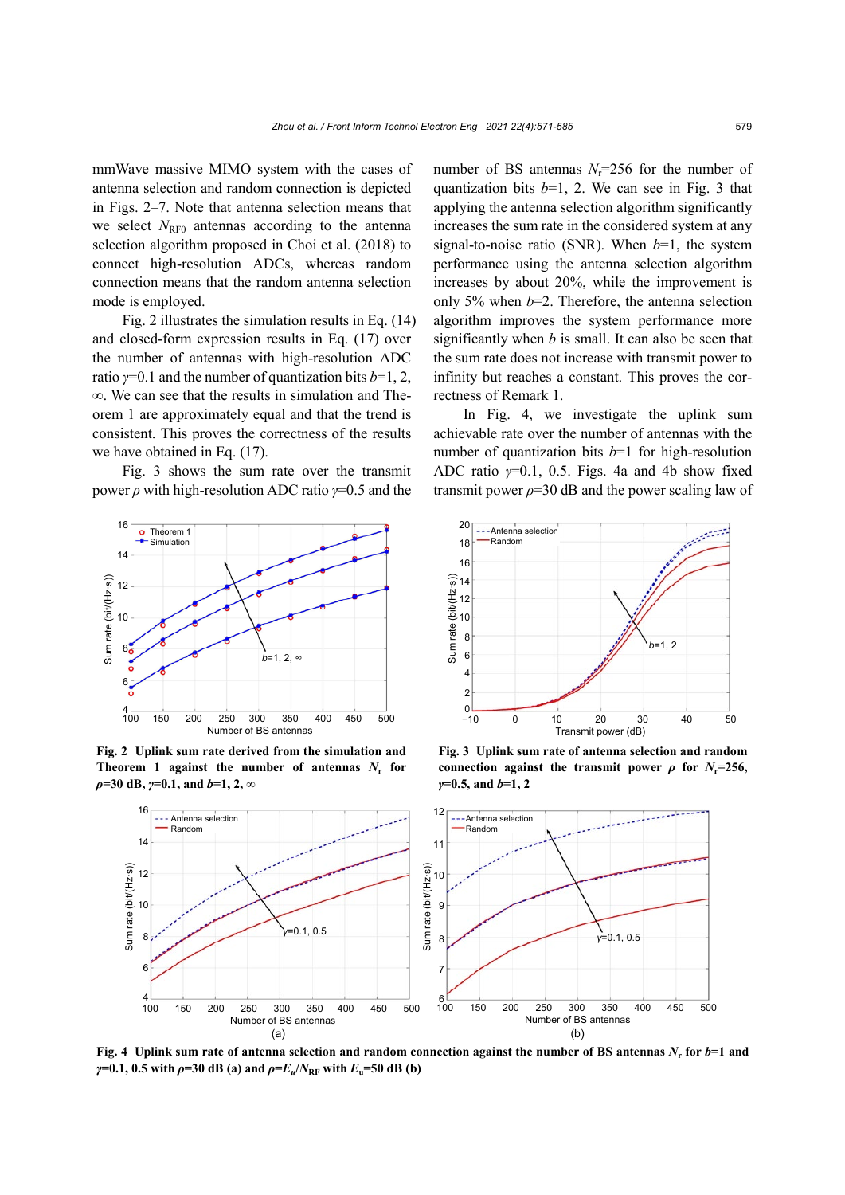mmWave massive MIMO system with the cases of antenna selection and random connection is depicted in Figs. 2–7. Note that antenna selection means that we select $N_{\text{RF0}}$ antennas according to the antenna selection algorithm proposed in Choi et al. (2018) to connect high-resolution ADCs, whereas random connection means that the random antenna selection mode is employed.

Fig. 2 illustrates the simulation results in Eq. (14) and closed-form expression results in Eq. (17) over the number of antennas with high-resolution ADC ratio $\gamma$=0.1 and the number of quantization bits $b$=1, 2, ∞. We can see that the results in simulation and Theorem 1 are approximately equal and that the trend is consistent. This proves the correctness of the results we have obtained in Eq. (17).

Fig. 3 shows the sum rate over the transmit power $\rho$ with high-resolution ADC ratio $\gamma$=0.5 and the number of BS antennas $N_r$=256 for the number of quantization bits $b$=1, 2. We can see in Fig. 3 that applying the antenna selection algorithm significantly increases the sum rate in the considered system at any signal-to-noise ratio (SNR). When $b$=1, the system performance using the antenna selection algorithm increases by about 20%, while the improvement is only 5% when $b$=2. Therefore, the antenna selection algorithm improves the system performance more significantly when $b$ is small. It can also be seen that the sum rate does not increase with transmit power to infinity but reaches a constant. This proves the correctness of Remark 1.

In Fig. 4, we investigate the uplink sum achievable rate over the number of antennas with the number of quantization bits $b$=1 for high-resolution ADC ratio $\gamma$=0.1, 0.5. Figs. 4a and 4b show fixed transmit power $\rho$=30 dB and the power scaling law of

**Fig. 2 Uplink sum rate derived from the simulation and Theorem 1 against the number of antennas $N_r$ for $\rho$=30 dB, $\gamma$=0.1, and $b$=1, 2, ∞**

**Fig. 3 Uplink sum rate of antenna selection and random connection against the transmit power $\rho$ for $N_r$=256, $\gamma$=0.5, and $b$=1, 2**

**Fig. 4 Uplink sum rate of antenna selection and random connection against the number of BS antennas $N_r$ for $b$=1 and $\gamma$=0.1, 0.5 with $\rho$=30 dB (a) and $\rho$=$E_u$/$N_{\text{RF}}$ with $E_u$=50 dB (b)**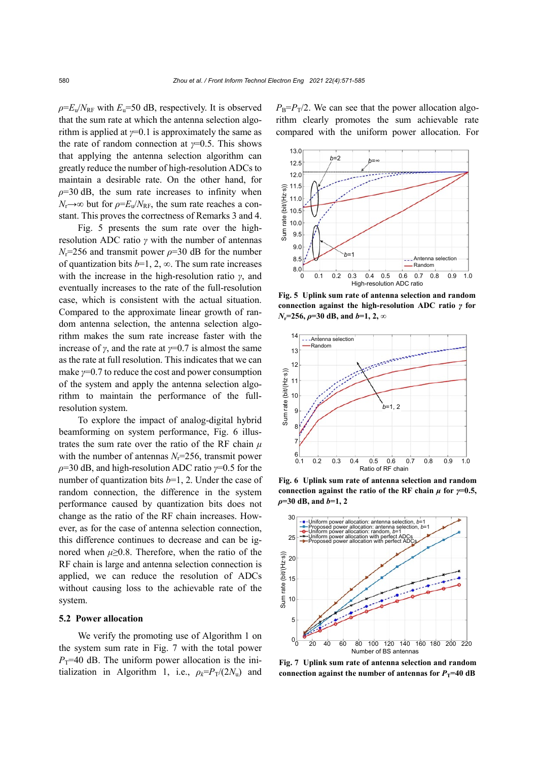$\rho=E_u/N_{RF}$ with $E_u$=50 dB, respectively. It is observed that the sum rate at which the antenna selection algorithm is applied at $\gamma$=0.1 is approximately the same as the rate of random connection at $\gamma$=0.5. This shows that applying the antenna selection algorithm can greatly reduce the number of high-resolution ADCs to maintain a desirable rate. On the other hand, for $\rho$=30 dB, the sum rate increases to infinity when $N_r\to\infty$ but for $\rho=E_u/N_{RF}$, the sum rate reaches a constant. This proves the correctness of Remarks 3 and 4.

Fig. 5 presents the sum rate over the high-resolution ADC ratio $\gamma$ with the number of antennas $N_r$=256 and transmit power $\rho$=30 dB for the number of quantization bits $b$=1, 2, $\infty$. The sum rate increases with the increase in the high-resolution ratio $\gamma$, and eventually increases to the rate of the full-resolution case, which is consistent with the actual situation. Compared to the approximate linear growth of random antenna selection, the antenna selection algorithm makes the sum rate increase faster with the increase of $\gamma$, and the rate at $\gamma$=0.7 is almost the same as the rate at full resolution. This indicates that we can make $\gamma$=0.7 to reduce the cost and power consumption of the system and apply the antenna selection algorithm to maintain the performance of the full-resolution system.

To explore the impact of analog-digital hybrid beamforming on system performance, Fig. 6 illustrates the sum rate over the ratio of the RF chain $\mu$ with the number of antennas $N_r$=256, transmit power $\rho$=30 dB, and high-resolution ADC ratio $\gamma$=0.5 for the number of quantization bits $b$=1, 2. Under the case of random connection, the difference in the system performance caused by quantization bits does not change as the ratio of the RF chain increases. However, as for the case of antenna selection connection, this difference continues to decrease and can be ignored when $\mu\geq$0.8. Therefore, when the ratio of the RF chain is large and antenna selection connection is applied, we can reduce the resolution of ADCs without causing loss to the achievable rate of the system.

### 5.2 Power allocation

We verify the promoting use of Algorithm 1 on the system sum rate in Fig. 7 with the total power $P_T$=40 dB. The uniform power allocation is the initialization in Algorithm 1, i.e., $\rho_k=P_T/(2N_u)$ and $P_B=P_T/2$. We can see that the power allocation algorithm clearly promotes the sum achievable rate compared with the uniform power allocation. For

**Fig. 5 Uplink sum rate of antenna selection and random connection against the high-resolution ADC ratio $\gamma$ for $N_r$=256, $\rho$=30 dB, and $b$=1, 2, $\infty$**

**Fig. 6 Uplink sum rate of antenna selection and random connection against the ratio of the RF chain $\mu$ for $\gamma$=0.5, $\rho$=30 dB, and $b$=1, 2**

**Fig. 7 Uplink sum rate of antenna selection and random connection against the number of antennas for $P_T$=40 dB**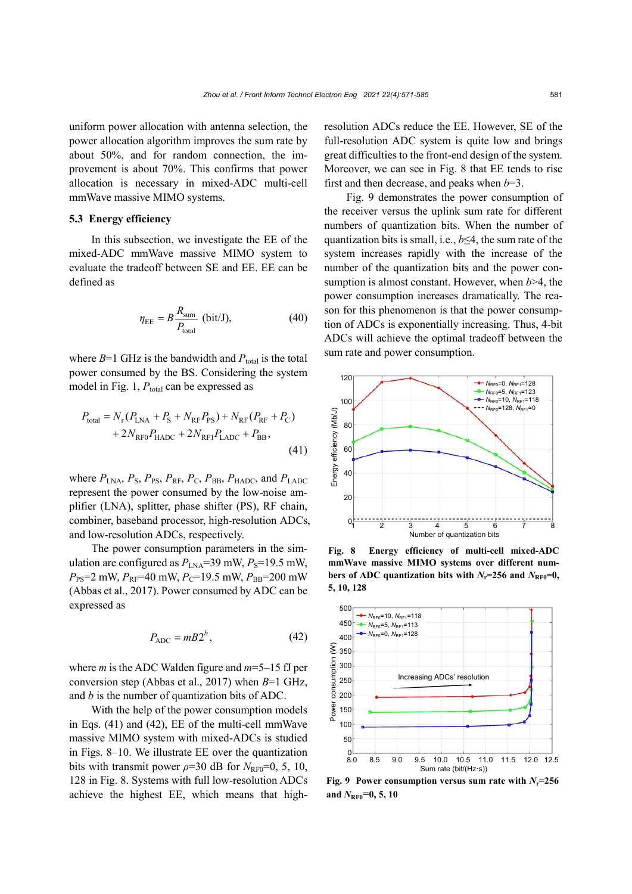uniform power allocation with antenna selection, the power allocation algorithm improves the sum rate by about 50%, and for random connection, the improvement is about 70%. This confirms that power allocation is necessary in mixed-ADC multi-cell mmWave massive MIMO systems.

### 5.3 Energy efficiency

In this subsection, we investigate the EE of the mixed-ADC mmWave massive MIMO system to evaluate the tradeoff between SE and EE. EE can be defined as

$$\eta_{\mathrm{EE}} = B\frac{R_{\mathrm{sum}}}{P_{\mathrm{total}}} \ \text{(bit/J)}, \tag{40}$$

where $B$=1 GHz is the bandwidth and $P_{\mathrm{total}}$ is the total power consumed by the BS. Considering the system model in Fig. 1, $P_{\mathrm{total}}$ can be expressed as

$$\begin{aligned} P_{\mathrm{total}} = {} & N_{\mathrm{r}}(P_{\mathrm{LNA}} + P_{\mathrm{S}} + N_{\mathrm{RF}}P_{\mathrm{PS}}) + N_{\mathrm{RF}}(P_{\mathrm{RF}} + P_{\mathrm{C}}) \\ & + 2N_{\mathrm{RF0}}P_{\mathrm{HADC}} + 2N_{\mathrm{RF1}}P_{\mathrm{LADC}} + P_{\mathrm{BB}}, \end{aligned} \tag{41}$$

where $P_{\mathrm{LNA}}$, $P_{\mathrm{S}}$, $P_{\mathrm{PS}}$, $P_{\mathrm{RF}}$, $P_{\mathrm{C}}$, $P_{\mathrm{BB}}$, $P_{\mathrm{HADC}}$, and $P_{\mathrm{LADC}}$ represent the power consumed by the low-noise amplifier (LNA), splitter, phase shifter (PS), RF chain, combiner, baseband processor, high-resolution ADCs, and low-resolution ADCs, respectively.

The power consumption parameters in the simulation are configured as $P_{\mathrm{LNA}}$=39 mW, $P_{\mathrm{S}}$=19.5 mW, $P_{\mathrm{PS}}$=2 mW, $P_{\mathrm{RF}}$=40 mW, $P_{\mathrm{C}}$=19.5 mW, $P_{\mathrm{BB}}$=200 mW (Abbas et al., 2017). Power consumed by ADC can be expressed as

$$P_{\mathrm{ADC}} = mB2^{b}, \tag{42}$$

where $m$ is the ADC Walden figure and $m$=5–15 fJ per conversion step (Abbas et al., 2017) when $B$=1 GHz, and $b$ is the number of quantization bits of ADC.

With the help of the power consumption models in Eqs. (41) and (42), EE of the multi-cell mmWave massive MIMO system with mixed-ADCs is studied in Figs. 8–10. We illustrate EE over the quantization bits with transmit power $\rho$=30 dB for $N_{\mathrm{RF0}}$=0, 5, 10, 128 in Fig. 8. Systems with full low-resolution ADCs achieve the highest EE, which means that high-resolution ADCs reduce the EE. However, SE of the full-resolution ADC system is quite low and brings great difficulties to the front-end design of the system. Moreover, we can see in Fig. 8 that EE tends to rise first and then decrease, and peaks when $b$=3.

Fig. 9 demonstrates the power consumption of the receiver versus the uplink sum rate for different numbers of quantization bits. When the number of quantization bits is small, i.e., $b$≤4, the sum rate of the system increases rapidly with the increase of the number of the quantization bits and the power consumption is almost constant. However, when $b$>4, the power consumption increases dramatically. The reason for this phenomenon is that the power consumption of ADCs is exponentially increasing. Thus, 4-bit ADCs will achieve the optimal tradeoff between the sum rate and power consumption.

**Fig. 8 Energy efficiency of multi-cell mixed-ADC mmWave massive MIMO systems over different numbers of ADC quantization bits with $N_{\mathrm{r}}$=256 and $N_{\mathrm{RF0}}$=0, 5, 10, 128**

**Fig. 9 Power consumption versus sum rate with $N_{\mathrm{r}}$=256 and $N_{\mathrm{RF0}}$=0, 5, 10**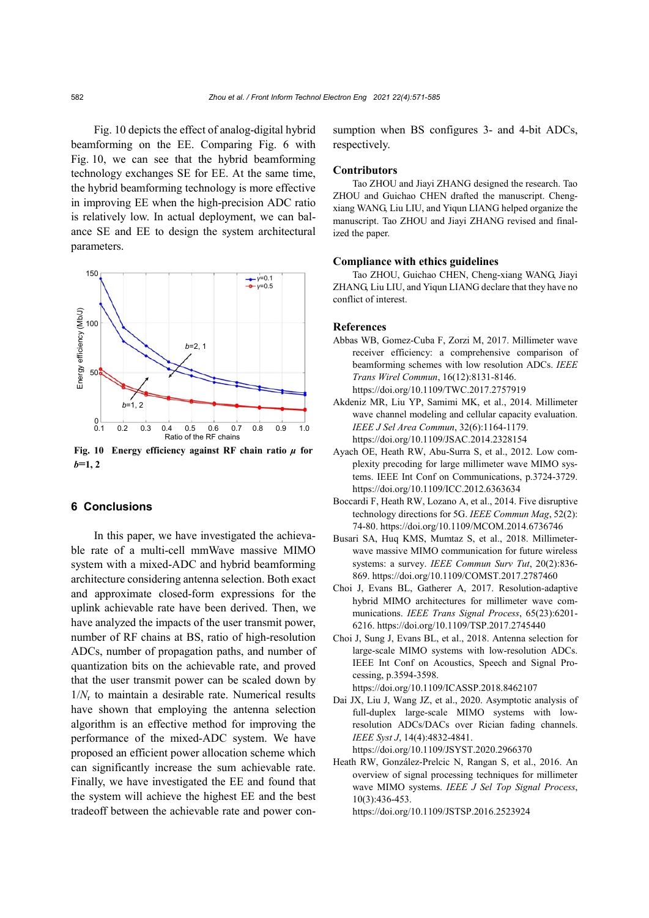Fig. 10 depicts the effect of analog-digital hybrid beamforming on the EE. Comparing Fig. 6 with Fig. 10, we can see that the hybrid beamforming technology exchanges SE for EE. At the same time, the hybrid beamforming technology is more effective in improving EE when the high-precision ADC ratio is relatively low. In actual deployment, we can balance SE and EE to design the system architectural parameters.

**Fig. 10 Energy efficiency against RF chain ratio $\mu$ for $b$=1, 2**

## 6 Conclusions

In this paper, we have investigated the achievable rate of a multi-cell mmWave massive MIMO system with a mixed-ADC and hybrid beamforming architecture considering antenna selection. Both exact and approximate closed-form expressions for the uplink achievable rate have been derived. Then, we have analyzed the impacts of the user transmit power, number of RF chains at BS, ratio of high-resolution ADCs, number of propagation paths, and number of quantization bits on the achievable rate, and proved that the user transmit power can be scaled down by $1/N_\mathrm{r}$ to maintain a desirable rate. Numerical results have shown that employing the antenna selection algorithm is an effective method for improving the performance of the mixed-ADC system. We have proposed an efficient power allocation scheme which can significantly increase the sum achievable rate. Finally, we have investigated the EE and found that the system will achieve the highest EE and the best tradeoff between the achievable rate and power consumption when BS configures 3- and 4-bit ADCs, respectively.

## Contributors

Tao ZHOU and Jiayi ZHANG designed the research. Tao ZHOU and Guichao CHEN drafted the manuscript. Cheng-xiang WANG, Liu LIU, and Yiqun LIANG helped organize the manuscript. Tao ZHOU and Jiayi ZHANG revised and finalized the paper.

## Compliance with ethics guidelines

Tao ZHOU, Guichao CHEN, Cheng-xiang WANG, Jiayi ZHANG, Liu LIU, and Yiqun LIANG declare that they have no conflict of interest.

## References

Abbas WB, Gomez-Cuba F, Zorzi M, 2017. Millimeter wave receiver efficiency: a comprehensive comparison of beamforming schemes with low resolution ADCs. *IEEE Trans Wirel Commun*, 16(12):8131-8146. https://doi.org/10.1109/TWC.2017.2757919

Akdeniz MR, Liu YP, Samimi MK, et al., 2014. Millimeter wave channel modeling and cellular capacity evaluation. *IEEE J Sel Area Commun*, 32(6):1164-1179. https://doi.org/10.1109/JSAC.2014.2328154

Ayach OE, Heath RW, Abu-Surra S, et al., 2012. Low complexity precoding for large millimeter wave MIMO systems. IEEE Int Conf on Communications, p.3724-3729. https://doi.org/10.1109/ICC.2012.6363634

Boccardi F, Heath RW, Lozano A, et al., 2014. Five disruptive technology directions for 5G. *IEEE Commun Mag*, 52(2): 74-80. https://doi.org/10.1109/MCOM.2014.6736746

Busari SA, Huq KMS, Mumtaz S, et al., 2018. Millimeter-wave massive MIMO communication for future wireless systems: a survey. *IEEE Commun Surv Tut*, 20(2):836-869. https://doi.org/10.1109/COMST.2017.2787460

Choi J, Evans BL, Gatherer A, 2017. Resolution-adaptive hybrid MIMO architectures for millimeter wave communications. *IEEE Trans Signal Process*, 65(23):6201-6216. https://doi.org/10.1109/TSP.2017.2745440

Choi J, Sung J, Evans BL, et al., 2018. Antenna selection for large-scale MIMO systems with low-resolution ADCs. IEEE Int Conf on Acoustics, Speech and Signal Processing, p.3594-3598. https://doi.org/10.1109/ICASSP.2018.8462107

Dai JX, Liu J, Wang JZ, et al., 2020. Asymptotic analysis of full-duplex large-scale MIMO systems with low-resolution ADCs/DACs over Rician fading channels. *IEEE Syst J*, 14(4):4832-4841. https://doi.org/10.1109/JSYST.2020.2966370

Heath RW, González-Prelcic N, Rangan S, et al., 2016. An overview of signal processing techniques for millimeter wave MIMO systems. *IEEE J Sel Top Signal Process*, 10(3):436-453. https://doi.org/10.1109/JSTSP.2016.2523924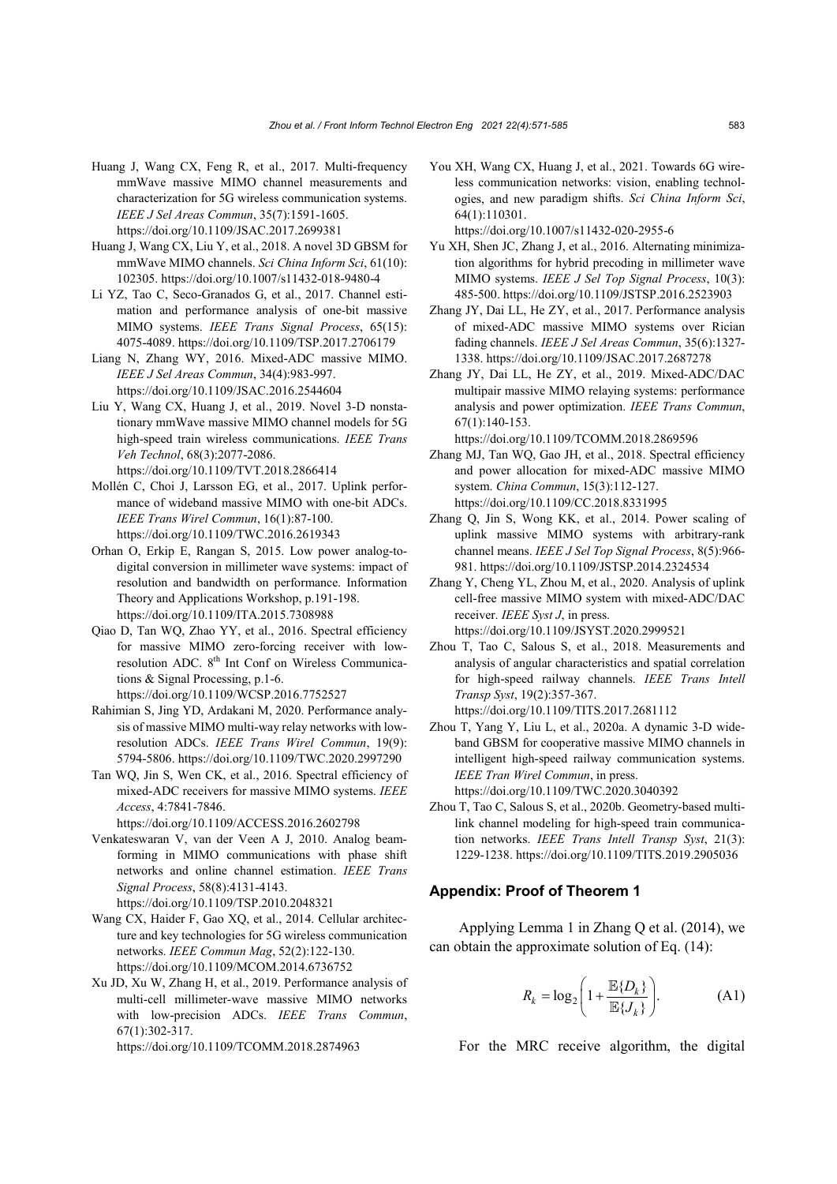Huang J, Wang CX, Feng R, et al., 2017. Multi-frequency mmWave massive MIMO channel measurements and characterization for 5G wireless communication systems. *IEEE J Sel Areas Commun*, 35(7):1591-1605. https://doi.org/10.1109/JSAC.2017.2699381

Huang J, Wang CX, Liu Y, et al., 2018. A novel 3D GBSM for mmWave MIMO channels. *Sci China Inform Sci*, 61(10): 102305. https://doi.org/10.1007/s11432-018-9480-4

Li YZ, Tao C, Seco-Granados G, et al., 2017. Channel estimation and performance analysis of one-bit massive MIMO systems. *IEEE Trans Signal Process*, 65(15): 4075-4089. https://doi.org/10.1109/TSP.2017.2706179

Liang N, Zhang WY, 2016. Mixed-ADC massive MIMO. *IEEE J Sel Areas Commun*, 34(4):983-997. https://doi.org/10.1109/JSAC.2016.2544604

Liu Y, Wang CX, Huang J, et al., 2019. Novel 3-D nonstationary mmWave massive MIMO channel models for 5G high-speed train wireless communications. *IEEE Trans Veh Technol*, 68(3):2077-2086. https://doi.org/10.1109/TVT.2018.2866414

Mollén C, Choi J, Larsson EG, et al., 2017. Uplink performance of wideband massive MIMO with one-bit ADCs. *IEEE Trans Wirel Commun*, 16(1):87-100. https://doi.org/10.1109/TWC.2016.2619343

Orhan O, Erkip E, Rangan S, 2015. Low power analog-to-digital conversion in millimeter wave systems: impact of resolution and bandwidth on performance. Information Theory and Applications Workshop, p.191-198. https://doi.org/10.1109/ITA.2015.7308988

Qiao D, Tan WQ, Zhao YY, et al., 2016. Spectral efficiency for massive MIMO zero-forcing receiver with low-resolution ADC. 8th Int Conf on Wireless Communications & Signal Processing, p.1-6. https://doi.org/10.1109/WCSP.2016.7752527

Rahimian S, Jing YD, Ardakani M, 2020. Performance analysis of massive MIMO multi-way relay networks with low-resolution ADCs. *IEEE Trans Wirel Commun*, 19(9): 5794-5806. https://doi.org/10.1109/TWC.2020.2997290

Tan WQ, Jin S, Wen CK, et al., 2016. Spectral efficiency of mixed-ADC receivers for massive MIMO systems. *IEEE Access*, 4:7841-7846. https://doi.org/10.1109/ACCESS.2016.2602798

Venkateswaran V, van der Veen A J, 2010. Analog beamforming in MIMO communications with phase shift networks and online channel estimation. *IEEE Trans Signal Process*, 58(8):4131-4143. https://doi.org/10.1109/TSP.2010.2048321

Wang CX, Haider F, Gao XQ, et al., 2014. Cellular architecture and key technologies for 5G wireless communication networks. *IEEE Commun Mag*, 52(2):122-130. https://doi.org/10.1109/MCOM.2014.6736752

Xu JD, Xu W, Zhang H, et al., 2019. Performance analysis of multi-cell millimeter-wave massive MIMO networks with low-precision ADCs. *IEEE Trans Commun*, 67(1):302-317. https://doi.org/10.1109/TCOMM.2018.2874963

You XH, Wang CX, Huang J, et al., 2021. Towards 6G wireless communication networks: vision, enabling technologies, and new paradigm shifts. *Sci China Inform Sci*, 64(1):110301. https://doi.org/10.1007/s11432-020-2955-6

Yu XH, Shen JC, Zhang J, et al., 2016. Alternating minimization algorithms for hybrid precoding in millimeter wave MIMO systems. *IEEE J Sel Top Signal Process*, 10(3): 485-500. https://doi.org/10.1109/JSTSP.2016.2523903

Zhang JY, Dai LL, He ZY, et al., 2017. Performance analysis of mixed-ADC massive MIMO systems over Rician fading channels. *IEEE J Sel Areas Commun*, 35(6):1327-1338. https://doi.org/10.1109/JSAC.2017.2687278

Zhang JY, Dai LL, He ZY, et al., 2019. Mixed-ADC/DAC multipair massive MIMO relaying systems: performance analysis and power optimization. *IEEE Trans Commun*, 67(1):140-153. https://doi.org/10.1109/TCOMM.2018.2869596

Zhang MJ, Tan WQ, Gao JH, et al., 2018. Spectral efficiency and power allocation for mixed-ADC massive MIMO system. *China Commun*, 15(3):112-127. https://doi.org/10.1109/CC.2018.8331995

Zhang Q, Jin S, Wong KK, et al., 2014. Power scaling of uplink massive MIMO systems with arbitrary-rank channel means. *IEEE J Sel Top Signal Process*, 8(5):966-981. https://doi.org/10.1109/JSTSP.2014.2324534

Zhang Y, Cheng YL, Zhou M, et al., 2020. Analysis of uplink cell-free massive MIMO system with mixed-ADC/DAC receiver. *IEEE Syst J*, in press. https://doi.org/10.1109/JSYST.2020.2999521

Zhou T, Tao C, Salous S, et al., 2018. Measurements and analysis of angular characteristics and spatial correlation for high-speed railway channels. *IEEE Trans Intell Transp Syst*, 19(2):357-367. https://doi.org/10.1109/TITS.2017.2681112

Zhou T, Yang Y, Liu L, et al., 2020a. A dynamic 3-D wideband GBSM for cooperative massive MIMO channels in intelligent high-speed railway communication systems. *IEEE Tran Wirel Commun*, in press. https://doi.org/10.1109/TWC.2020.3040392

Zhou T, Tao C, Salous S, et al., 2020b. Geometry-based multilink channel modeling for high-speed train communication networks. *IEEE Trans Intell Transp Syst*, 21(3): 1229-1238. https://doi.org/10.1109/TITS.2019.2905036

### Appendix: Proof of Theorem 1

Applying Lemma 1 in Zhang Q et al. (2014), we can obtain the approximate solution of Eq. (14):

$$R_k = \log_2\left(1+\frac{\mathbb{E}\{D_k\}}{\mathbb{E}\{J_k\}}\right). \tag{A1}$$

For the MRC receive algorithm, the digital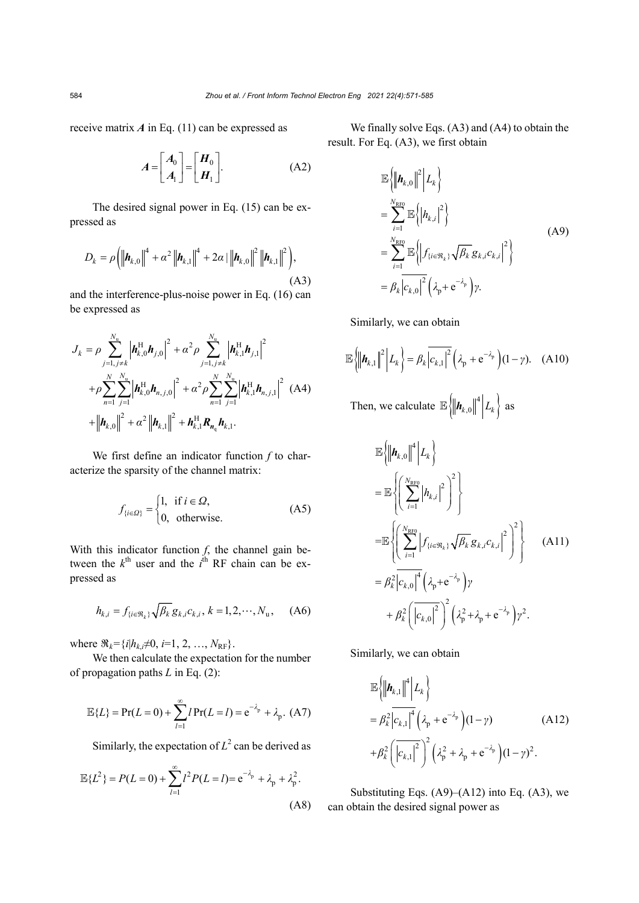receive matrix $\boldsymbol{A}$ in Eq. (11) can be expressed as

$$\boldsymbol{A}=\begin{bmatrix}\boldsymbol{A}_0\\ \boldsymbol{A}_1\end{bmatrix}=\begin{bmatrix}\boldsymbol{H}_0\\ \boldsymbol{H}_1\end{bmatrix}. \tag{A2}$$

The desired signal power in Eq. (15) can be expressed as

$$D_k=\rho\left(\left\|\boldsymbol{h}_{k,0}\right\|^4+\alpha^2\left\|\boldsymbol{h}_{k,1}\right\|^4+2\alpha\,|\left\|\boldsymbol{h}_{k,0}\right\|^2\left\|\boldsymbol{h}_{k,1}\right\|^2\right), \tag{A3}$$

and the interference-plus-noise power in Eq. (16) can be expressed as

$$\begin{aligned}J_k=&\rho\sum_{j=1,j\neq k}^{N_\mathrm{u}}\left|\boldsymbol{h}_{k,0}^\mathrm{H}\boldsymbol{h}_{j,0}\right|^2+\alpha^2\rho\sum_{j=1,j\neq k}^{N_\mathrm{u}}\left|\boldsymbol{h}_{k,1}^\mathrm{H}\boldsymbol{h}_{j,1}\right|^2\\&+\rho\sum_{n=1}^{N}\sum_{j=1}^{N_\mathrm{u}}\left|\boldsymbol{h}_{k,0}^\mathrm{H}\boldsymbol{h}_{n,j,0}\right|^2+\alpha^2\rho\sum_{n=1}^{N}\sum_{j=1}^{N_\mathrm{u}}\left|\boldsymbol{h}_{k,1}^\mathrm{H}\boldsymbol{h}_{n,j,1}\right|^2\\&+\left\|\boldsymbol{h}_{k,0}\right\|^2+\alpha^2\left\|\boldsymbol{h}_{k,1}\right\|^2+\boldsymbol{h}_{k,1}^\mathrm{H}\boldsymbol{R}_{\boldsymbol{n}_\mathrm{q}}\boldsymbol{h}_{k,1}.\end{aligned} \tag{A4}$$

We first define an indicator function $f$ to characterize the sparsity of the channel matrix:

$$f_{\{i\in\Omega\}}=\begin{cases}1, & \text{if } i\in\Omega,\\ 0, & \text{otherwise.}\end{cases} \tag{A5}$$

With this indicator function $f$, the channel gain between the $k^\text{th}$ user and the $i^\text{th}$ RF chain can be expressed as

$$h_{k,i}=f_{\{i\in\Re_k\}}\sqrt{\beta_k}\,g_{k,i}c_{k,i},\ k=1,2,\cdots,N_\mathrm{u}, \tag{A6}$$

where $\Re_k=\{i|h_{k,i}\neq 0, i=1, 2, \ldots, N_\mathrm{RF}\}$.

We then calculate the expectation for the number of propagation paths $L$ in Eq. (2):

$$\mathbb{E}\{L\}=\Pr(L=0)+\sum_{l=1}^{\infty}l\Pr(L=l)=\mathrm{e}^{-\lambda_\mathrm{p}}+\lambda_\mathrm{p}. \tag{A7}$$

Similarly, the expectation of $L^2$ can be derived as

$$\mathbb{E}\{L^2\}=P(L=0)+\sum_{l=1}^{\infty}l^2P(L=l)=\mathrm{e}^{-\lambda_\mathrm{p}}+\lambda_\mathrm{p}+\lambda_\mathrm{p}^2. \tag{A8}$$

We finally solve Eqs. (A3) and (A4) to obtain the result. For Eq. (A3), we first obtain

$$\begin{aligned}&\mathbb{E}\left\{\left\|\boldsymbol{h}_{k,0}\right\|^2\middle|L_k\right\}\\&=\sum_{i=1}^{N_\mathrm{RF0}}\mathbb{E}\left\{\left|h_{k,i}\right|^2\right\}\\&=\sum_{i=1}^{N_\mathrm{RF0}}\mathbb{E}\left\{\left|f_{\{i\in\Re_k\}}\sqrt{\beta_k}\,g_{k,i}c_{k,i}\right|^2\right\}\\&=\beta_k\overline{\left|c_{k,0}\right|^2}\left(\lambda_\mathrm{p}+\mathrm{e}^{-\lambda_\mathrm{p}}\right)\gamma.\end{aligned} \tag{A9}$$

Similarly, we can obtain

$$\mathbb{E}\left\{\left\|\boldsymbol{h}_{k,1}\right\|^2\middle|L_k\right\}=\beta_k\overline{\left|c_{k,1}\right|^2}\left(\lambda_\mathrm{p}+\mathrm{e}^{-\lambda_\mathrm{p}}\right)(1-\gamma). \tag{A10}$$

Then, we calculate $\mathbb{E}\left\{\left\|\boldsymbol{h}_{k,0}\right\|^4\middle|L_k\right\}$ as

$$\begin{aligned}&\mathbb{E}\left\{\left\|\boldsymbol{h}_{k,0}\right\|^4\middle|L_k\right\}\\&=\mathbb{E}\left\{\left(\sum_{i=1}^{N_\mathrm{RF0}}\left|h_{k,i}\right|^2\right)^2\right\}\\&=\mathbb{E}\left\{\left(\sum_{i=1}^{N_\mathrm{RF0}}\left|f_{\{i\in\Re_k\}}\sqrt{\beta_k}\,g_{k,i}c_{k,i}\right|^2\right)^2\right\}\\&=\beta_k^2\overline{\left|c_{k,0}\right|^4}\left(\lambda_\mathrm{p}+\mathrm{e}^{-\lambda_\mathrm{p}}\right)\gamma\\&\quad+\beta_k^2\left(\overline{\left|c_{k,0}\right|^2}\right)^2\left(\lambda_\mathrm{p}^2+\lambda_\mathrm{p}+\mathrm{e}^{-\lambda_\mathrm{p}}\right)\gamma^2.\end{aligned} \tag{A11}$$

Similarly, we can obtain

$$\begin{aligned}&\mathbb{E}\left\{\left\|\boldsymbol{h}_{k,1}\right\|^4\middle|L_k\right\}\\&=\beta_k^2\overline{\left|c_{k,1}\right|^4}\left(\lambda_\mathrm{p}+\mathrm{e}^{-\lambda_\mathrm{p}}\right)(1-\gamma)\\&+\beta_k^2\left(\overline{\left|c_{k,1}\right|^2}\right)^2\left(\lambda_\mathrm{p}^2+\lambda_\mathrm{p}+\mathrm{e}^{-\lambda_\mathrm{p}}\right)(1-\gamma)^2.\end{aligned} \tag{A12}$$

Substituting Eqs. (A9)–(A12) into Eq. (A3), we can obtain the desired signal power as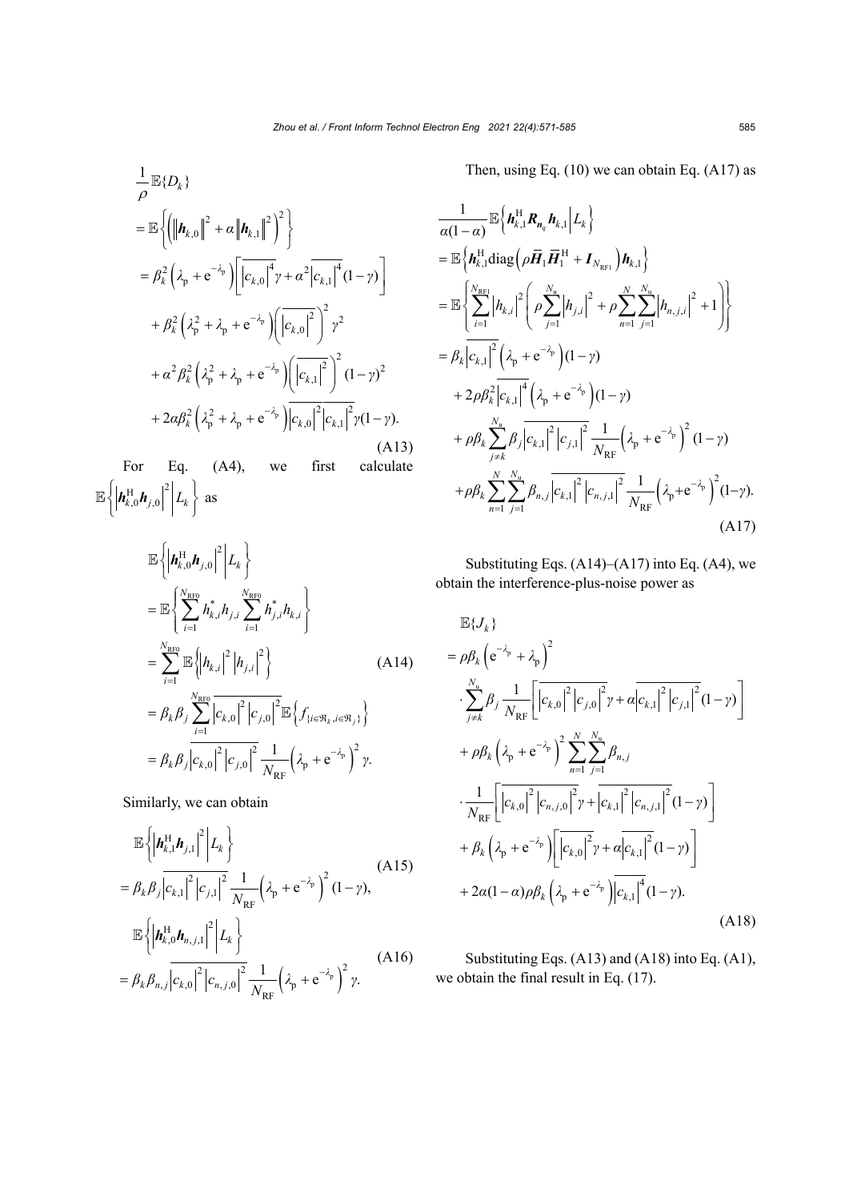$$
\begin{aligned}
&\frac{1}{\rho}\mathbb{E}\{D_k\} \\
&= \mathbb{E}\left\{\left(\left\|\boldsymbol{h}_{k,0}\right\|^2 + \alpha\left\|\boldsymbol{h}_{k,1}\right\|^2\right)^2\right\} \\
&= \beta_k^2\left(\lambda_{\mathrm{p}} + \mathrm{e}^{-\lambda_{\mathrm{p}}}\right)\left[\overline{\left|c_{k,0}\right|^4}\gamma + \alpha^2\overline{\left|c_{k,1}\right|^4}(1-\gamma)\right] \\
&\quad + \beta_k^2\left(\lambda_{\mathrm{p}}^2 + \lambda_{\mathrm{p}} + \mathrm{e}^{-\lambda_{\mathrm{p}}}\right)\left(\overline{\left|c_{k,0}\right|^2}\right)^2\gamma^2 \\
&\quad + \alpha^2\beta_k^2\left(\lambda_{\mathrm{p}}^2 + \lambda_{\mathrm{p}} + \mathrm{e}^{-\lambda_{\mathrm{p}}}\right)\left(\overline{\left|c_{k,1}\right|^2}\right)^2(1-\gamma)^2 \\
&\quad + 2\alpha\beta_k^2\left(\lambda_{\mathrm{p}}^2 + \lambda_{\mathrm{p}} + \mathrm{e}^{-\lambda_{\mathrm{p}}}\right)\overline{\left|c_{k,0}\right|^2}\,\overline{\left|c_{k,1}\right|^2}\gamma(1-\gamma).
\end{aligned} \tag{A13}
$$

For Eq. (A4), we first calculate $\mathbb{E}\left\{\left|\boldsymbol{h}_{k,0}^{\mathrm{H}}\boldsymbol{h}_{j,0}\right|^2\middle|L_k\right\}$ as

$$
\begin{aligned}
&\mathbb{E}\left\{\left|\boldsymbol{h}_{k,0}^{\mathrm{H}}\boldsymbol{h}_{j,0}\right|^2\middle|L_k\right\} \\
&= \mathbb{E}\left\{\sum_{i=1}^{N_{\mathrm{RF0}}} h_{k,i}^* h_{j,i}\sum_{i=1}^{N_{\mathrm{RF0}}} h_{j,i}^* h_{k,i}\right\} \\
&= \sum_{i=1}^{N_{\mathrm{RF0}}}\mathbb{E}\left\{\left|h_{k,i}\right|^2\left|h_{j,i}\right|^2\right\} \\
&= \beta_k\beta_j\sum_{i=1}^{N_{\mathrm{RF0}}}\overline{\left|c_{k,0}\right|^2\left|c_{j,0}\right|^2}\,\mathbb{E}\left\{f_{\{i\in\Re_k, i\in\Re_j\}}\right\} \\
&= \beta_k\beta_j\overline{\left|c_{k,0}\right|^2\left|c_{j,0}\right|^2}\frac{1}{N_{\mathrm{RF}}}\left(\lambda_{\mathrm{p}} + \mathrm{e}^{-\lambda_{\mathrm{p}}}\right)^2\gamma.
\end{aligned} \tag{A14}
$$

Similarly, we can obtain

$$
\begin{aligned}
&\mathbb{E}\left\{\left|\boldsymbol{h}_{k,1}^{\mathrm{H}}\boldsymbol{h}_{j,1}\right|^2\middle|L_k\right\} \\
&= \beta_k\beta_j\overline{\left|c_{k,1}\right|^2\left|c_{j,1}\right|^2}\frac{1}{N_{\mathrm{RF}}}\left(\lambda_{\mathrm{p}} + \mathrm{e}^{-\lambda_{\mathrm{p}}}\right)^2(1-\gamma),
\end{aligned} \tag{A15}
$$

$$
\begin{aligned}
&\mathbb{E}\left\{\left|\boldsymbol{h}_{k,0}^{\mathrm{H}}\boldsymbol{h}_{n,j,1}\right|^2\middle|L_k\right\} \\
&= \beta_k\beta_{n,j}\overline{\left|c_{k,0}\right|^2\left|c_{n,j,0}\right|^2}\frac{1}{N_{\mathrm{RF}}}\left(\lambda_{\mathrm{p}} + \mathrm{e}^{-\lambda_{\mathrm{p}}}\right)^2\gamma.
\end{aligned} \tag{A16}
$$

Then, using Eq. (10) we can obtain Eq. (A17) as

$$
\begin{aligned}
&\frac{1}{\alpha(1-\alpha)}\mathbb{E}\left\{\boldsymbol{h}_{k,1}^{\mathrm{H}}\boldsymbol{R}_{\boldsymbol{n}_q}\boldsymbol{h}_{k,1}\middle|L_k\right\} \\
&= \mathbb{E}\left\{\boldsymbol{h}_{k,1}^{\mathrm{H}}\mathrm{diag}\left(\rho\overline{\boldsymbol{H}}_1\overline{\boldsymbol{H}}_1^{\mathrm{H}} + \boldsymbol{I}_{N_{\mathrm{RF1}}}\right)\boldsymbol{h}_{k,1}\right\} \\
&= \mathbb{E}\left\{\sum_{i=1}^{N_{\mathrm{RF1}}}\left|h_{k,i}\right|^2\left(\rho\sum_{j=1}^{N_{\mathrm{u}}}\left|h_{j,i}\right|^2 + \rho\sum_{n=1}^{N}\sum_{j=1}^{N_{\mathrm{u}}}\left|h_{n,j,i}\right|^2 + 1\right)\right\} \\
&= \beta_k\overline{\left|c_{k,1}\right|^2}\left(\lambda_{\mathrm{p}} + \mathrm{e}^{-\lambda_{\mathrm{p}}}\right)(1-\gamma) \\
&\quad + 2\rho\beta_k^2\overline{\left|c_{k,1}\right|^4}\left(\lambda_{\mathrm{p}} + \mathrm{e}^{-\lambda_{\mathrm{p}}}\right)(1-\gamma) \\
&\quad + \rho\beta_k\sum_{j\neq k}^{N_{\mathrm{u}}}\beta_j\overline{\left|c_{k,1}\right|^2\left|c_{j,1}\right|^2}\frac{1}{N_{\mathrm{RF}}}\left(\lambda_{\mathrm{p}} + \mathrm{e}^{-\lambda_{\mathrm{p}}}\right)^2(1-\gamma) \\
&\quad + \rho\beta_k\sum_{n=1}^{N}\sum_{j=1}^{N_{\mathrm{u}}}\beta_{n,j}\overline{\left|c_{k,1}\right|^2\left|c_{n,j,1}\right|^2}\frac{1}{N_{\mathrm{RF}}}\left(\lambda_{\mathrm{p}} + \mathrm{e}^{-\lambda_{\mathrm{p}}}\right)^2(1-\gamma).
\end{aligned} \tag{A17}
$$

Substituting Eqs. (A14)–(A17) into Eq. (A4), we obtain the interference-plus-noise power as

$$
\begin{aligned}
&\mathbb{E}\{J_k\} \\
&= \rho\beta_k\left(\mathrm{e}^{-\lambda_{\mathrm{p}}} + \lambda_{\mathrm{p}}\right)^2 \\
&\quad \cdot\sum_{j\neq k}^{N_{\mathrm{u}}}\beta_j\frac{1}{N_{\mathrm{RF}}}\left[\overline{\left|c_{k,0}\right|^2\left|c_{j,0}\right|^2}\gamma + \alpha\overline{\left|c_{k,1}\right|^2\left|c_{j,1}\right|^2}(1-\gamma)\right] \\
&\quad + \rho\beta_k\left(\lambda_{\mathrm{p}} + \mathrm{e}^{-\lambda_{\mathrm{p}}}\right)^2\sum_{n=1}^{N}\sum_{j=1}^{N_{\mathrm{u}}}\beta_{n,j} \\
&\quad \cdot\frac{1}{N_{\mathrm{RF}}}\left[\overline{\left|c_{k,0}\right|^2\left|c_{n,j,0}\right|^2}\gamma + \overline{\left|c_{k,1}\right|^2\left|c_{n,j,1}\right|^2}(1-\gamma)\right] \\
&\quad + \beta_k\left(\lambda_{\mathrm{p}} + \mathrm{e}^{-\lambda_{\mathrm{p}}}\right)\left[\overline{\left|c_{k,0}\right|^2}\gamma + \alpha\overline{\left|c_{k,1}\right|^2}(1-\gamma)\right] \\
&\quad + 2\alpha(1-\alpha)\rho\beta_k\left(\lambda_{\mathrm{p}} + \mathrm{e}^{-\lambda_{\mathrm{p}}}\right)\overline{\left|c_{k,1}\right|^4}(1-\gamma).
\end{aligned} \tag{A18}
$$

Substituting Eqs. (A13) and (A18) into Eq. (A1), we obtain the final result in Eq. (17).